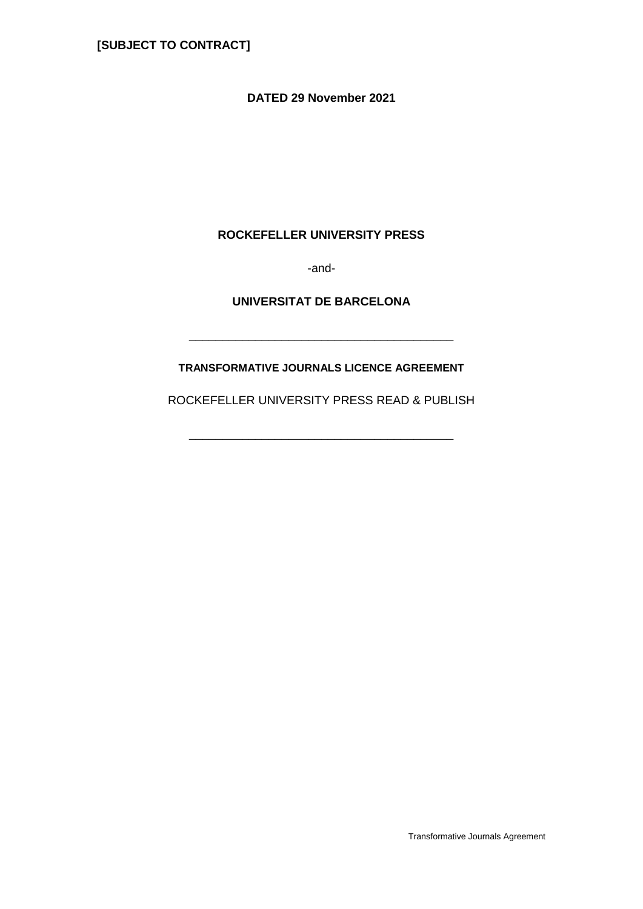**[SUBJECT TO CONTRACT]**

**DATED 29 November 2021**

**ROCKEFELLER UNIVERSITY PRESS**

-and-

**UNIVERSITAT DE BARCELONA**

---

**TRANSFORMATIVE JOURNALS LICENCE AGREEMENT**

ROCKEFELLER UNIVERSITY PRESS READ & PUBLISH

---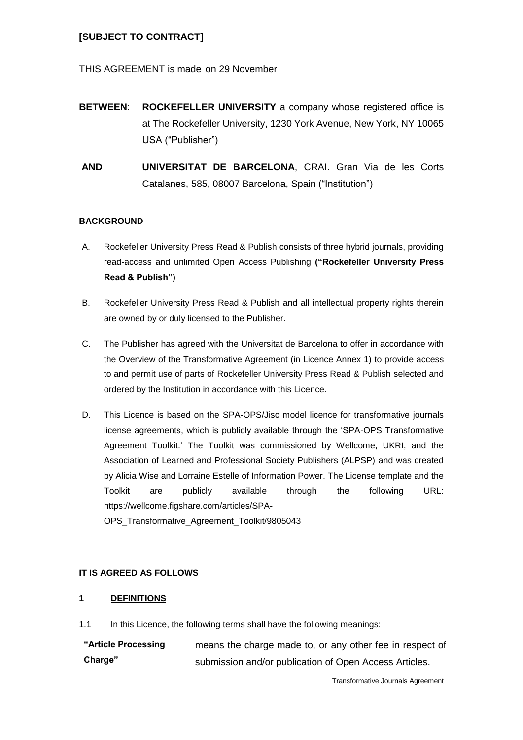**[SUBJECT TO CONTRACT]**

THIS AGREEMENT is made on 29 November

**BETWEEN**: **ROCKEFELLER UNIVERSITY** a company whose registered office is at The Rockefeller University, 1230 York Avenue, New York, NY 10065 USA ("Publisher")

**AND** **UNIVERSITAT DE BARCELONA**, CRAI. Gran Via de les Corts Catalanes, 585, 08007 Barcelona, Spain ("Institution")

**BACKGROUND**

A. Rockefeller University Press Read & Publish consists of three hybrid journals, providing read-access and unlimited Open Access Publishing **("Rockefeller University Press Read & Publish")**

B. Rockefeller University Press Read & Publish and all intellectual property rights therein are owned by or duly licensed to the Publisher.

C. The Publisher has agreed with the Universitat de Barcelona to offer in accordance with the Overview of the Transformative Agreement (in Licence Annex 1) to provide access to and permit use of parts of Rockefeller University Press Read & Publish selected and ordered by the Institution in accordance with this Licence.

D. This Licence is based on the SPA-OPS/Jisc model licence for transformative journals license agreements, which is publicly available through the 'SPA-OPS Transformative Agreement Toolkit.' The Toolkit was commissioned by Wellcome, UKRI, and the Association of Learned and Professional Society Publishers (ALPSP) and was created by Alicia Wise and Lorraine Estelle of Information Power. The License template and the Toolkit are publicly available through the following URL: https://wellcome.figshare.com/articles/SPA-OPS_Transformative_Agreement_Toolkit/9805043

**IT IS AGREED AS FOLLOWS**

**1 DEFINITIONS**

1.1 In this Licence, the following terms shall have the following meanings:

**"Article Processing Charge"** means the charge made to, or any other fee in respect of submission and/or publication of Open Access Articles.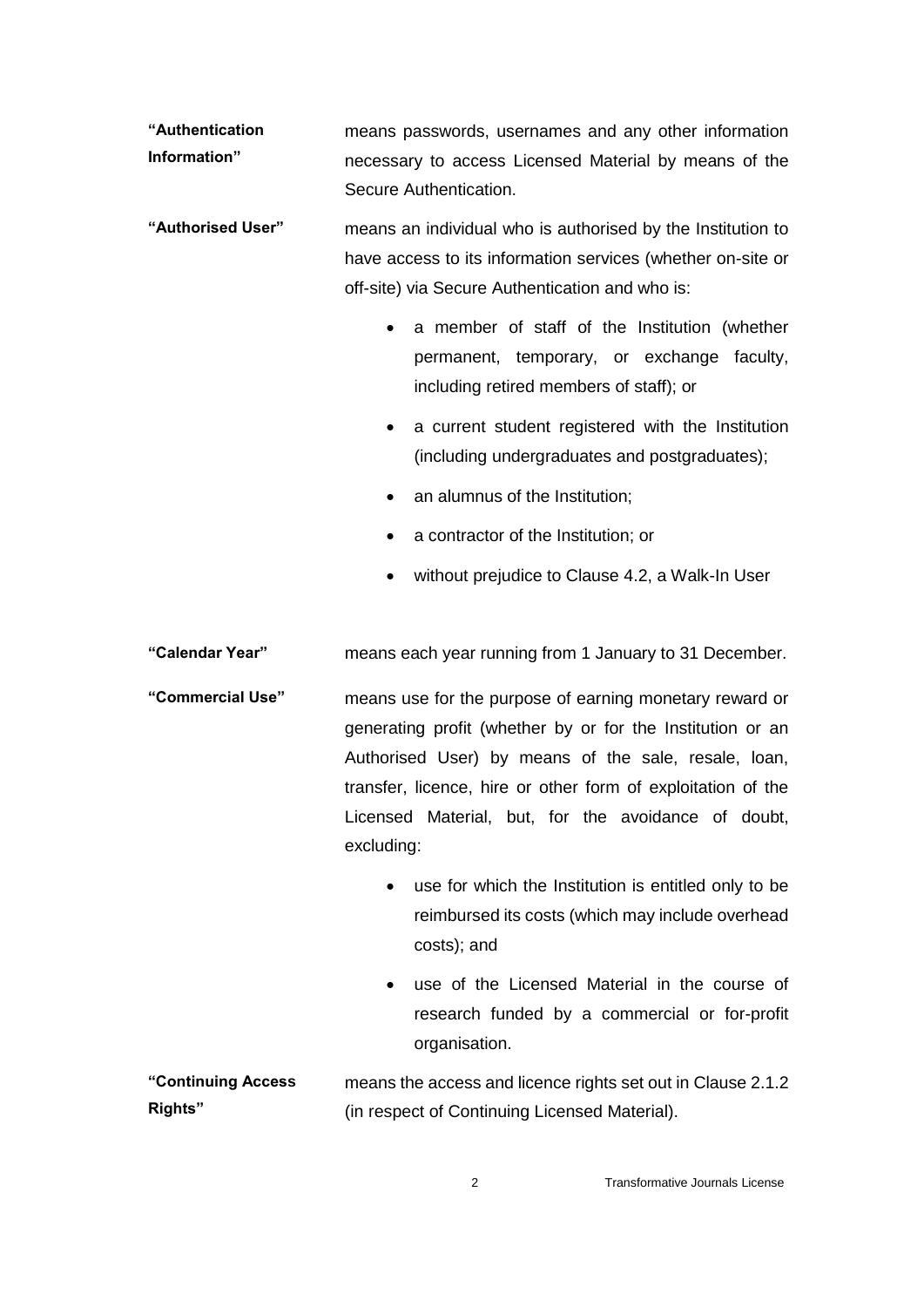**"Authentication Information"** means passwords, usernames and any other information necessary to access Licensed Material by means of the Secure Authentication.

**"Authorised User"** means an individual who is authorised by the Institution to have access to its information services (whether on-site or off-site) via Secure Authentication and who is:

- a member of staff of the Institution (whether permanent, temporary, or exchange faculty, including retired members of staff); or
- a current student registered with the Institution (including undergraduates and postgraduates);
- an alumnus of the Institution;
- a contractor of the Institution; or
- without prejudice to Clause 4.2, a Walk-In User

**"Calendar Year"** means each year running from 1 January to 31 December.

**"Commercial Use"** means use for the purpose of earning monetary reward or generating profit (whether by or for the Institution or an Authorised User) by means of the sale, resale, loan, transfer, licence, hire or other form of exploitation of the Licensed Material, but, for the avoidance of doubt, excluding:

- use for which the Institution is entitled only to be reimbursed its costs (which may include overhead costs); and
- use of the Licensed Material in the course of research funded by a commercial or for-profit organisation.

**"Continuing Access Rights"** means the access and licence rights set out in Clause 2.1.2 (in respect of Continuing Licensed Material).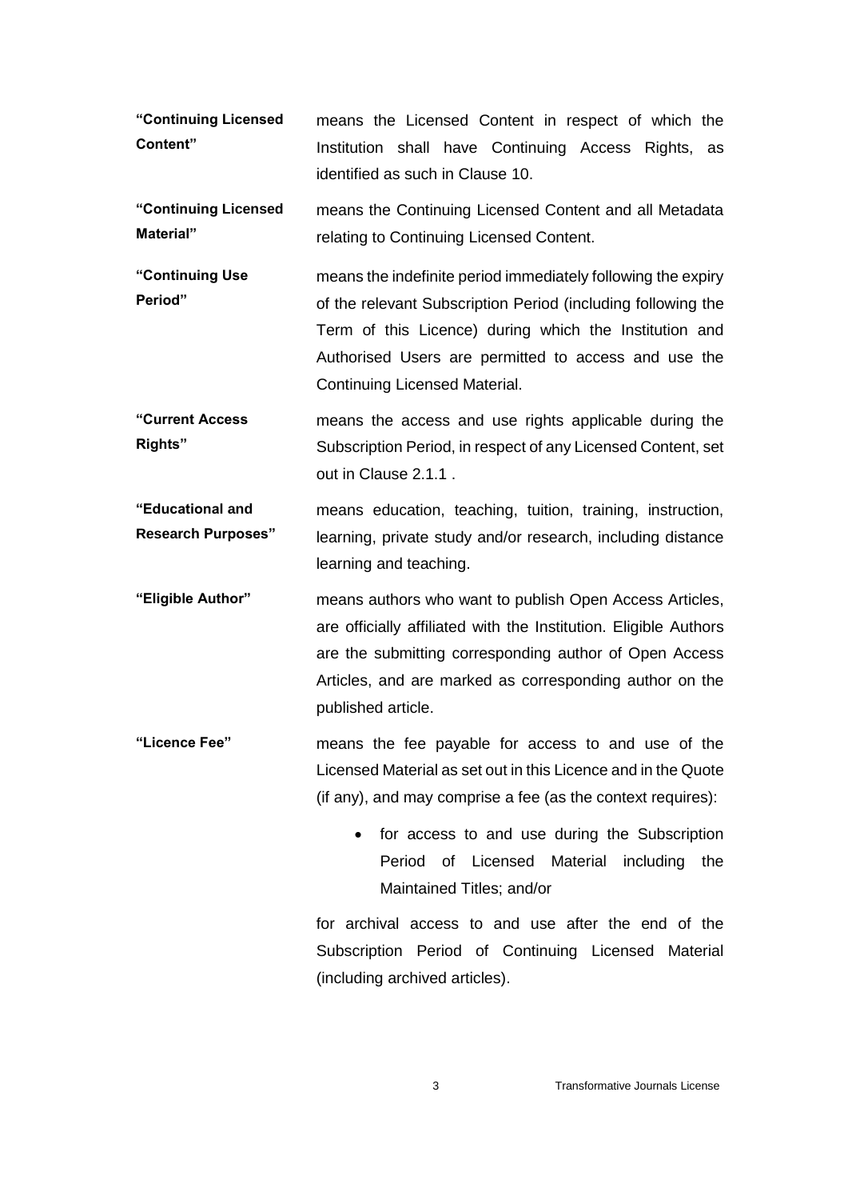**"Continuing Licensed Content"** means the Licensed Content in respect of which the Institution shall have Continuing Access Rights, as identified as such in Clause 10.

**"Continuing Licensed Material"** means the Continuing Licensed Content and all Metadata relating to Continuing Licensed Content.

**"Continuing Use Period"** means the indefinite period immediately following the expiry of the relevant Subscription Period (including following the Term of this Licence) during which the Institution and Authorised Users are permitted to access and use the Continuing Licensed Material.

**"Current Access Rights"** means the access and use rights applicable during the Subscription Period, in respect of any Licensed Content, set out in Clause 2.1.1 .

**"Educational and Research Purposes"** means education, teaching, tuition, training, instruction, learning, private study and/or research, including distance learning and teaching.

**"Eligible Author"** means authors who want to publish Open Access Articles, are officially affiliated with the Institution. Eligible Authors are the submitting corresponding author of Open Access Articles, and are marked as corresponding author on the published article.

**"Licence Fee"** means the fee payable for access to and use of the Licensed Material as set out in this Licence and in the Quote (if any), and may comprise a fee (as the context requires):

- for access to and use during the Subscription Period of Licensed Material including the Maintained Titles; and/or

for archival access to and use after the end of the Subscription Period of Continuing Licensed Material (including archived articles).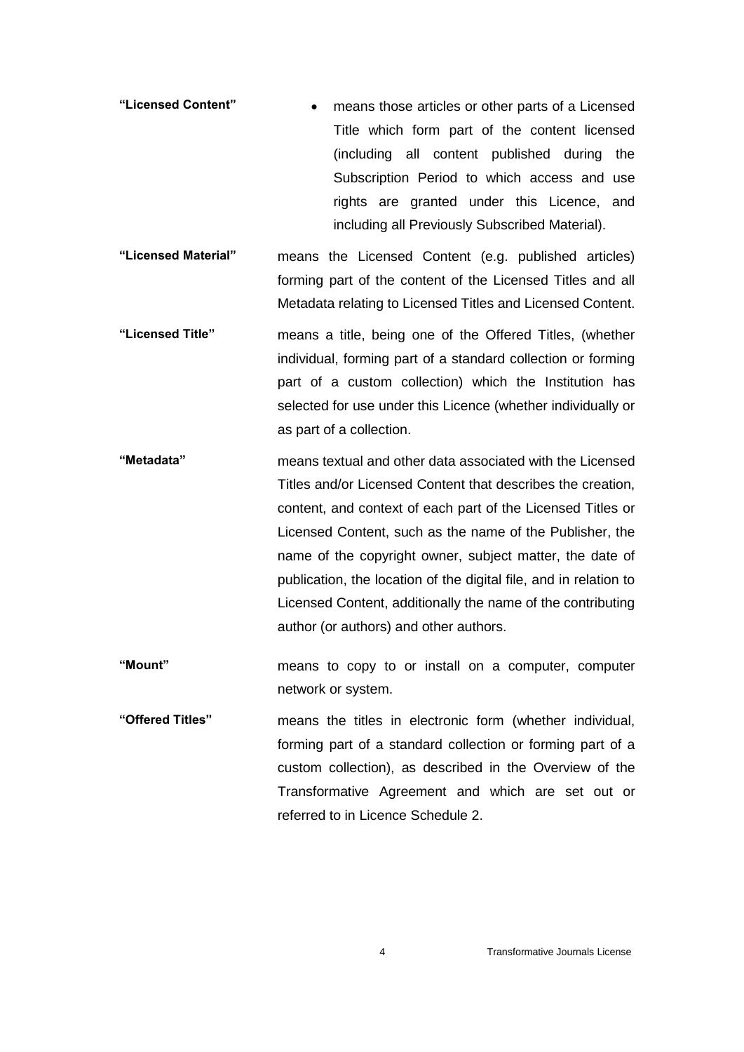**"Licensed Content"**

- means those articles or other parts of a Licensed Title which form part of the content licensed (including all content published during the Subscription Period to which access and use rights are granted under this Licence, and including all Previously Subscribed Material).

**"Licensed Material"** means the Licensed Content (e.g. published articles) forming part of the content of the Licensed Titles and all Metadata relating to Licensed Titles and Licensed Content.

**"Licensed Title"** means a title, being one of the Offered Titles, (whether individual, forming part of a standard collection or forming part of a custom collection) which the Institution has selected for use under this Licence (whether individually or as part of a collection.

**"Metadata"** means textual and other data associated with the Licensed Titles and/or Licensed Content that describes the creation, content, and context of each part of the Licensed Titles or Licensed Content, such as the name of the Publisher, the name of the copyright owner, subject matter, the date of publication, the location of the digital file, and in relation to Licensed Content, additionally the name of the contributing author (or authors) and other authors.

**"Mount"** means to copy to or install on a computer, computer network or system.

**"Offered Titles"** means the titles in electronic form (whether individual, forming part of a standard collection or forming part of a custom collection), as described in the Overview of the Transformative Agreement and which are set out or referred to in Licence Schedule 2.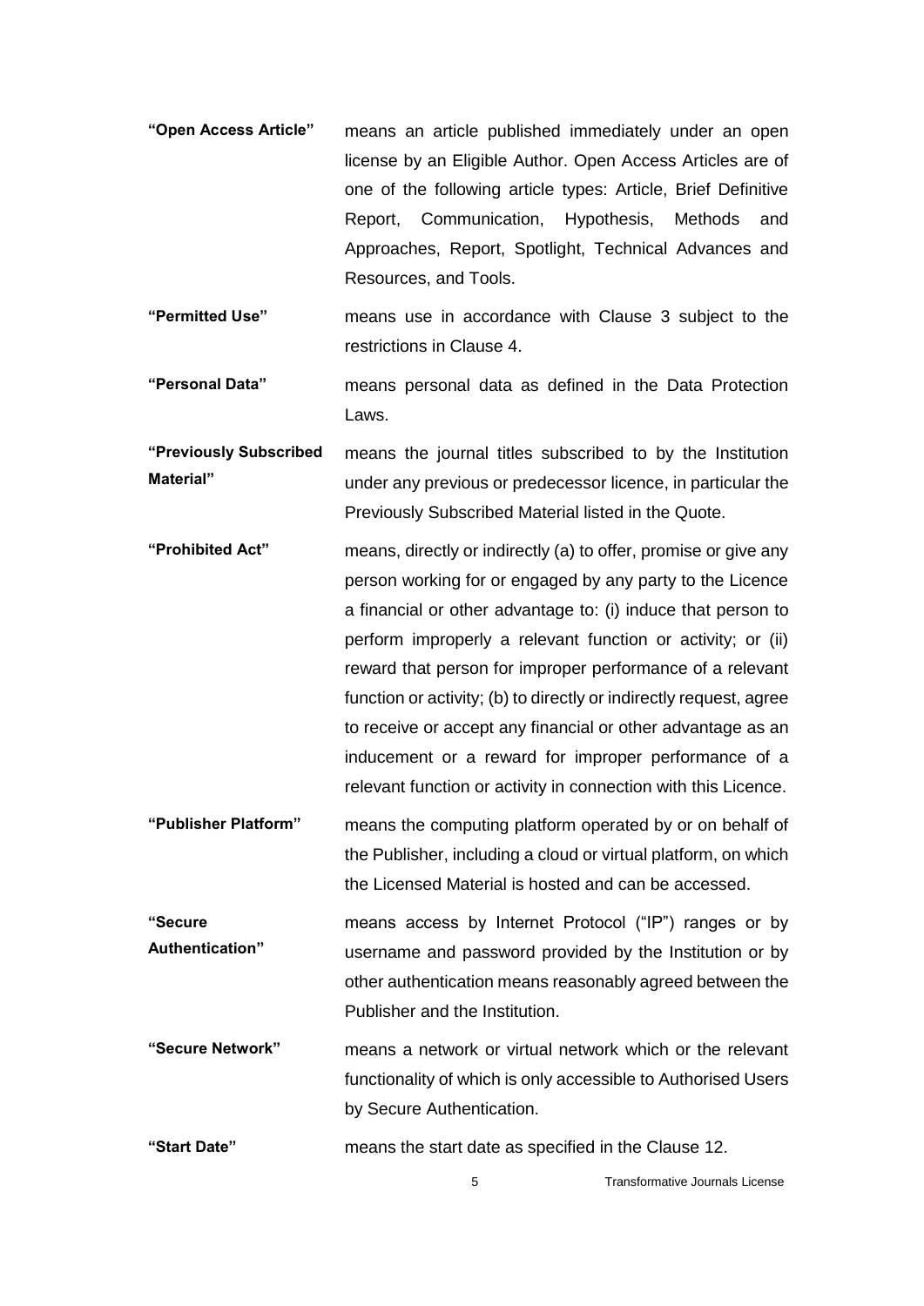**"Open Access Article"** means an article published immediately under an open license by an Eligible Author. Open Access Articles are of one of the following article types: Article, Brief Definitive Report, Communication, Hypothesis, Methods and Approaches, Report, Spotlight, Technical Advances and Resources, and Tools.

**"Permitted Use"** means use in accordance with Clause 3 subject to the restrictions in Clause 4.

**"Personal Data"** means personal data as defined in the Data Protection Laws.

**"Previously Subscribed Material"** means the journal titles subscribed to by the Institution under any previous or predecessor licence, in particular the Previously Subscribed Material listed in the Quote.

**"Prohibited Act"** means, directly or indirectly (a) to offer, promise or give any person working for or engaged by any party to the Licence a financial or other advantage to: (i) induce that person to perform improperly a relevant function or activity; or (ii) reward that person for improper performance of a relevant function or activity; (b) to directly or indirectly request, agree to receive or accept any financial or other advantage as an inducement or a reward for improper performance of a relevant function or activity in connection with this Licence.

**"Publisher Platform"** means the computing platform operated by or on behalf of the Publisher, including a cloud or virtual platform, on which the Licensed Material is hosted and can be accessed.

**"Secure Authentication"** means access by Internet Protocol ("IP") ranges or by username and password provided by the Institution or by other authentication means reasonably agreed between the Publisher and the Institution.

**"Secure Network"** means a network or virtual network which or the relevant functionality of which is only accessible to Authorised Users by Secure Authentication.

**"Start Date"** means the start date as specified in the Clause 12.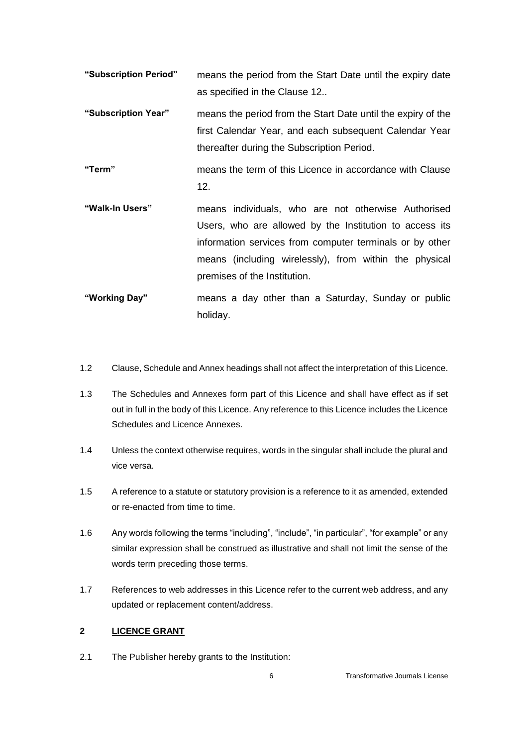**"Subscription Period"** means the period from the Start Date until the expiry date as specified in the Clause 12..

**"Subscription Year"** means the period from the Start Date until the expiry of the first Calendar Year, and each subsequent Calendar Year thereafter during the Subscription Period.

**"Term"** means the term of this Licence in accordance with Clause 12.

**"Walk-In Users"** means individuals, who are not otherwise Authorised Users, who are allowed by the Institution to access its information services from computer terminals or by other means (including wirelessly), from within the physical premises of the Institution.

**"Working Day"** means a day other than a Saturday, Sunday or public holiday.

1.2 Clause, Schedule and Annex headings shall not affect the interpretation of this Licence.

1.3 The Schedules and Annexes form part of this Licence and shall have effect as if set out in full in the body of this Licence. Any reference to this Licence includes the Licence Schedules and Licence Annexes.

1.4 Unless the context otherwise requires, words in the singular shall include the plural and vice versa.

1.5 A reference to a statute or statutory provision is a reference to it as amended, extended or re-enacted from time to time.

1.6 Any words following the terms "including", "include", "in particular", "for example" or any similar expression shall be construed as illustrative and shall not limit the sense of the words term preceding those terms.

1.7 References to web addresses in this Licence refer to the current web address, and any updated or replacement content/address.

## 2 LICENCE GRANT

2.1 The Publisher hereby grants to the Institution: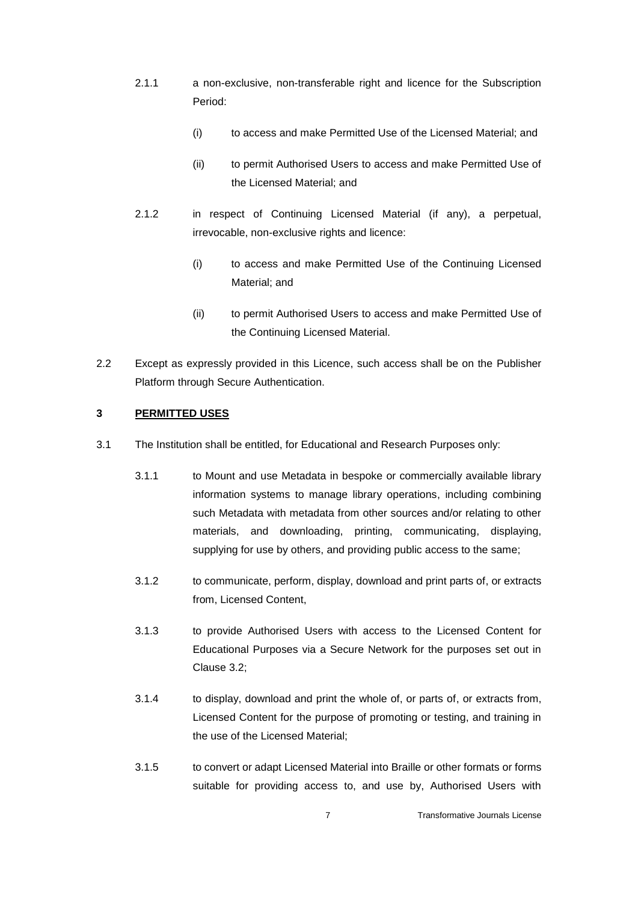2.1.1 a non-exclusive, non-transferable right and licence for the Subscription Period:

(i) to access and make Permitted Use of the Licensed Material; and

(ii) to permit Authorised Users to access and make Permitted Use of the Licensed Material; and

2.1.2 in respect of Continuing Licensed Material (if any), a perpetual, irrevocable, non-exclusive rights and licence:

(i) to access and make Permitted Use of the Continuing Licensed Material; and

(ii) to permit Authorised Users to access and make Permitted Use of the Continuing Licensed Material.

2.2 Except as expressly provided in this Licence, such access shall be on the Publisher Platform through Secure Authentication.

## 3 PERMITTED USES

3.1 The Institution shall be entitled, for Educational and Research Purposes only:

3.1.1 to Mount and use Metadata in bespoke or commercially available library information systems to manage library operations, including combining such Metadata with metadata from other sources and/or relating to other materials, and downloading, printing, communicating, displaying, supplying for use by others, and providing public access to the same;

3.1.2 to communicate, perform, display, download and print parts of, or extracts from, Licensed Content,

3.1.3 to provide Authorised Users with access to the Licensed Content for Educational Purposes via a Secure Network for the purposes set out in Clause 3.2;

3.1.4 to display, download and print the whole of, or parts of, or extracts from, Licensed Content for the purpose of promoting or testing, and training in the use of the Licensed Material;

3.1.5 to convert or adapt Licensed Material into Braille or other formats or forms suitable for providing access to, and use by, Authorised Users with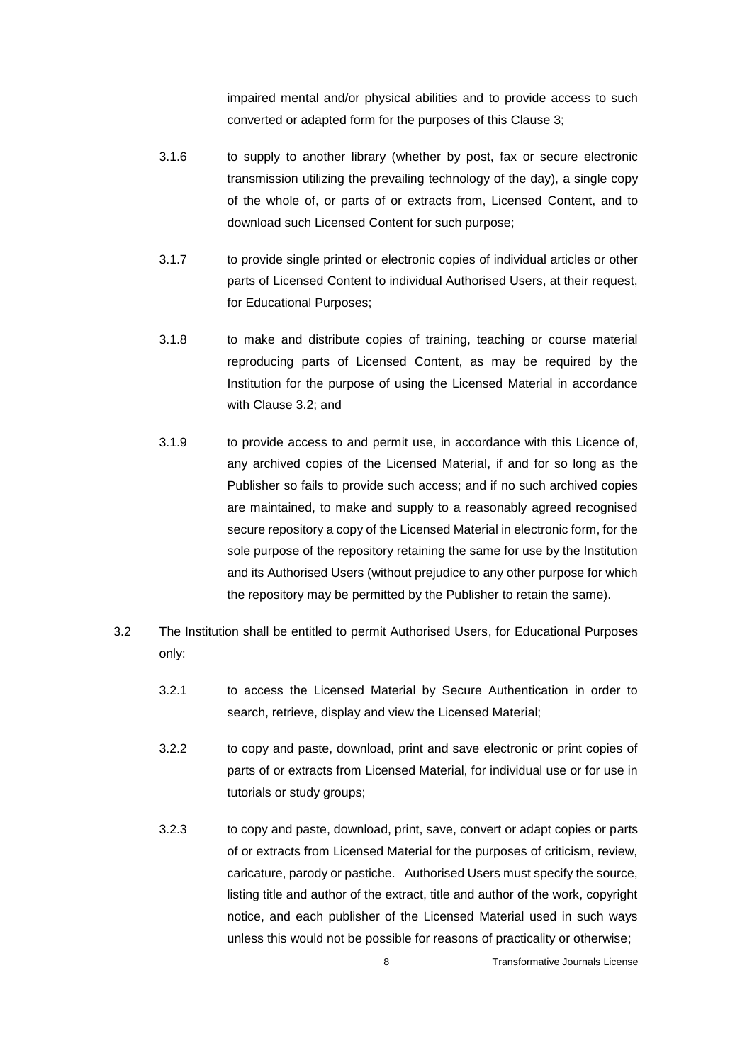impaired mental and/or physical abilities and to provide access to such converted or adapted form for the purposes of this Clause 3;

3.1.6 to supply to another library (whether by post, fax or secure electronic transmission utilizing the prevailing technology of the day), a single copy of the whole of, or parts of or extracts from, Licensed Content, and to download such Licensed Content for such purpose;

3.1.7 to provide single printed or electronic copies of individual articles or other parts of Licensed Content to individual Authorised Users, at their request, for Educational Purposes;

3.1.8 to make and distribute copies of training, teaching or course material reproducing parts of Licensed Content, as may be required by the Institution for the purpose of using the Licensed Material in accordance with Clause 3.2; and

3.1.9 to provide access to and permit use, in accordance with this Licence of, any archived copies of the Licensed Material, if and for so long as the Publisher so fails to provide such access; and if no such archived copies are maintained, to make and supply to a reasonably agreed recognised secure repository a copy of the Licensed Material in electronic form, for the sole purpose of the repository retaining the same for use by the Institution and its Authorised Users (without prejudice to any other purpose for which the repository may be permitted by the Publisher to retain the same).

3.2 The Institution shall be entitled to permit Authorised Users, for Educational Purposes only:

3.2.1 to access the Licensed Material by Secure Authentication in order to search, retrieve, display and view the Licensed Material;

3.2.2 to copy and paste, download, print and save electronic or print copies of parts of or extracts from Licensed Material, for individual use or for use in tutorials or study groups;

3.2.3 to copy and paste, download, print, save, convert or adapt copies or parts of or extracts from Licensed Material for the purposes of criticism, review, caricature, parody or pastiche. Authorised Users must specify the source, listing title and author of the extract, title and author of the work, copyright notice, and each publisher of the Licensed Material used in such ways unless this would not be possible for reasons of practicality or otherwise;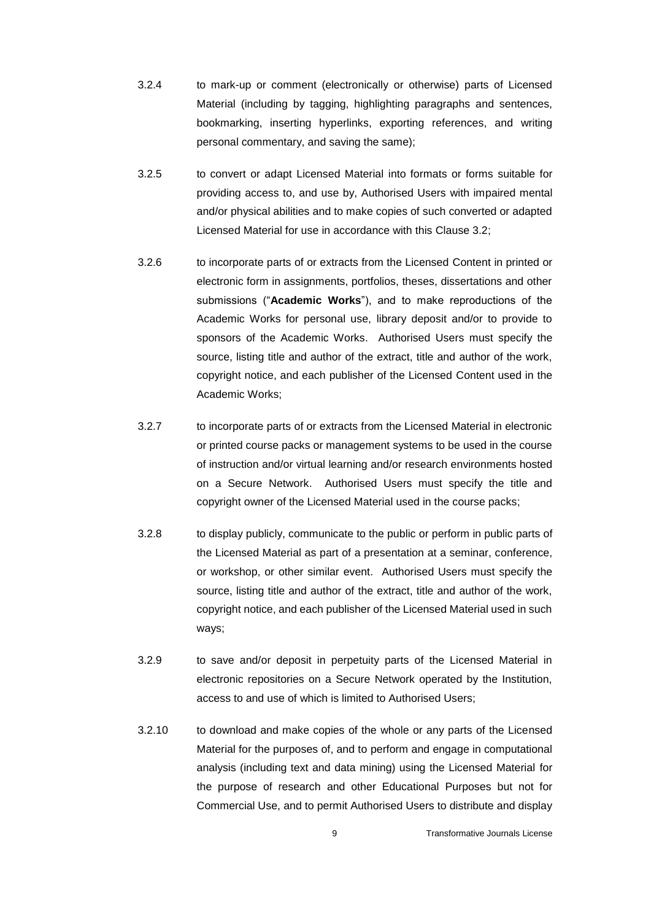3.2.4 to mark-up or comment (electronically or otherwise) parts of Licensed Material (including by tagging, highlighting paragraphs and sentences, bookmarking, inserting hyperlinks, exporting references, and writing personal commentary, and saving the same);

3.2.5 to convert or adapt Licensed Material into formats or forms suitable for providing access to, and use by, Authorised Users with impaired mental and/or physical abilities and to make copies of such converted or adapted Licensed Material for use in accordance with this Clause 3.2;

3.2.6 to incorporate parts of or extracts from the Licensed Content in printed or electronic form in assignments, portfolios, theses, dissertations and other submissions ("**Academic Works**"), and to make reproductions of the Academic Works for personal use, library deposit and/or to provide to sponsors of the Academic Works. Authorised Users must specify the source, listing title and author of the extract, title and author of the work, copyright notice, and each publisher of the Licensed Content used in the Academic Works;

3.2.7 to incorporate parts of or extracts from the Licensed Material in electronic or printed course packs or management systems to be used in the course of instruction and/or virtual learning and/or research environments hosted on a Secure Network. Authorised Users must specify the title and copyright owner of the Licensed Material used in the course packs;

3.2.8 to display publicly, communicate to the public or perform in public parts of the Licensed Material as part of a presentation at a seminar, conference, or workshop, or other similar event. Authorised Users must specify the source, listing title and author of the extract, title and author of the work, copyright notice, and each publisher of the Licensed Material used in such ways;

3.2.9 to save and/or deposit in perpetuity parts of the Licensed Material in electronic repositories on a Secure Network operated by the Institution, access to and use of which is limited to Authorised Users;

3.2.10 to download and make copies of the whole or any parts of the Licensed Material for the purposes of, and to perform and engage in computational analysis (including text and data mining) using the Licensed Material for the purpose of research and other Educational Purposes but not for Commercial Use, and to permit Authorised Users to distribute and display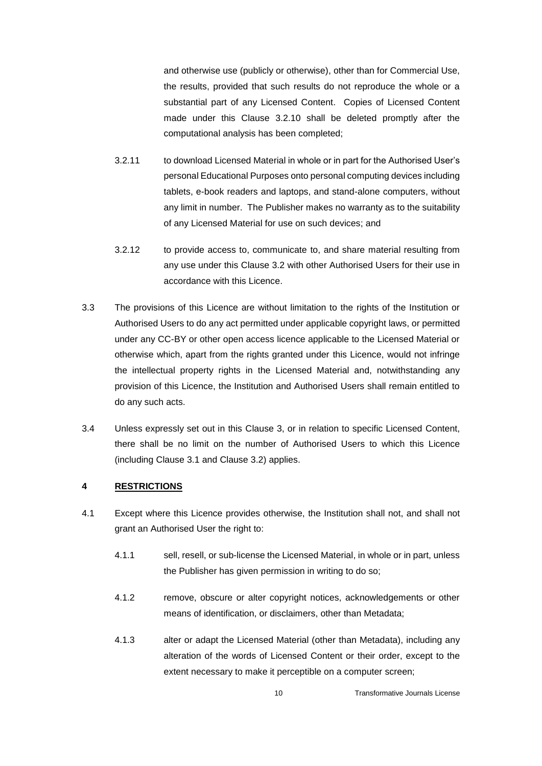and otherwise use (publicly or otherwise), other than for Commercial Use, the results, provided that such results do not reproduce the whole or a substantial part of any Licensed Content. Copies of Licensed Content made under this Clause 3.2.10 shall be deleted promptly after the computational analysis has been completed;

3.2.11 to download Licensed Material in whole or in part for the Authorised User's personal Educational Purposes onto personal computing devices including tablets, e-book readers and laptops, and stand-alone computers, without any limit in number. The Publisher makes no warranty as to the suitability of any Licensed Material for use on such devices; and

3.2.12 to provide access to, communicate to, and share material resulting from any use under this Clause 3.2 with other Authorised Users for their use in accordance with this Licence.

3.3 The provisions of this Licence are without limitation to the rights of the Institution or Authorised Users to do any act permitted under applicable copyright laws, or permitted under any CC-BY or other open access licence applicable to the Licensed Material or otherwise which, apart from the rights granted under this Licence, would not infringe the intellectual property rights in the Licensed Material and, notwithstanding any provision of this Licence, the Institution and Authorised Users shall remain entitled to do any such acts.

3.4 Unless expressly set out in this Clause 3, or in relation to specific Licensed Content, there shall be no limit on the number of Authorised Users to which this Licence (including Clause 3.1 and Clause 3.2) applies.

## 4 RESTRICTIONS

4.1 Except where this Licence provides otherwise, the Institution shall not, and shall not grant an Authorised User the right to:

4.1.1 sell, resell, or sub-license the Licensed Material, in whole or in part, unless the Publisher has given permission in writing to do so;

4.1.2 remove, obscure or alter copyright notices, acknowledgements or other means of identification, or disclaimers, other than Metadata;

4.1.3 alter or adapt the Licensed Material (other than Metadata), including any alteration of the words of Licensed Content or their order, except to the extent necessary to make it perceptible on a computer screen;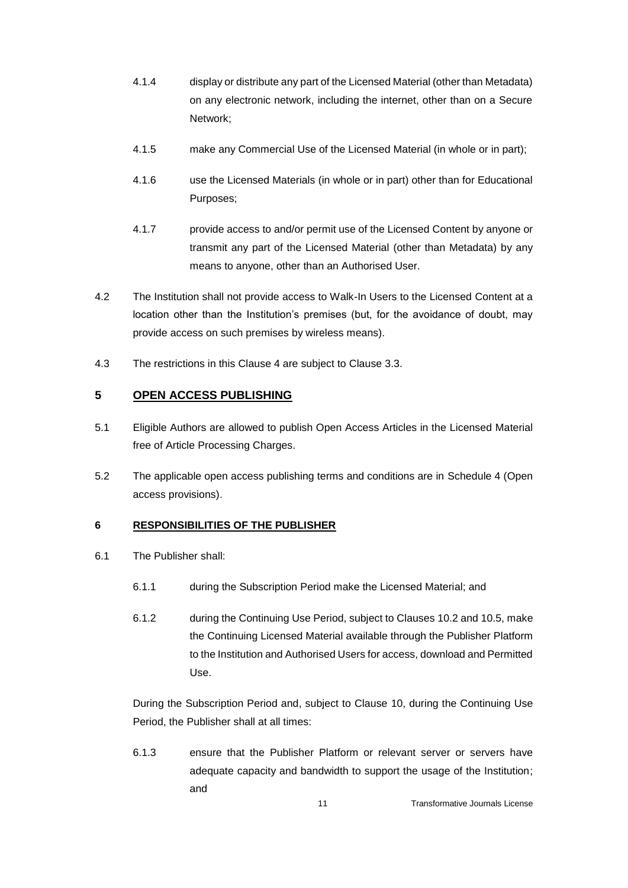4.1.4 display or distribute any part of the Licensed Material (other than Metadata) on any electronic network, including the internet, other than on a Secure Network;

4.1.5 make any Commercial Use of the Licensed Material (in whole or in part);

4.1.6 use the Licensed Materials (in whole or in part) other than for Educational Purposes;

4.1.7 provide access to and/or permit use of the Licensed Content by anyone or transmit any part of the Licensed Material (other than Metadata) by any means to anyone, other than an Authorised User.

4.2 The Institution shall not provide access to Walk-In Users to the Licensed Content at a location other than the Institution's premises (but, for the avoidance of doubt, may provide access on such premises by wireless means).

4.3 The restrictions in this Clause 4 are subject to Clause 3.3.

## 5 OPEN ACCESS PUBLISHING

5.1 Eligible Authors are allowed to publish Open Access Articles in the Licensed Material free of Article Processing Charges.

5.2 The applicable open access publishing terms and conditions are in Schedule 4 (Open access provisions).

## 6 RESPONSIBILITIES OF THE PUBLISHER

6.1 The Publisher shall:

6.1.1 during the Subscription Period make the Licensed Material; and

6.1.2 during the Continuing Use Period, subject to Clauses 10.2 and 10.5, make the Continuing Licensed Material available through the Publisher Platform to the Institution and Authorised Users for access, download and Permitted Use.

During the Subscription Period and, subject to Clause 10, during the Continuing Use Period, the Publisher shall at all times:

6.1.3 ensure that the Publisher Platform or relevant server or servers have adequate capacity and bandwidth to support the usage of the Institution; and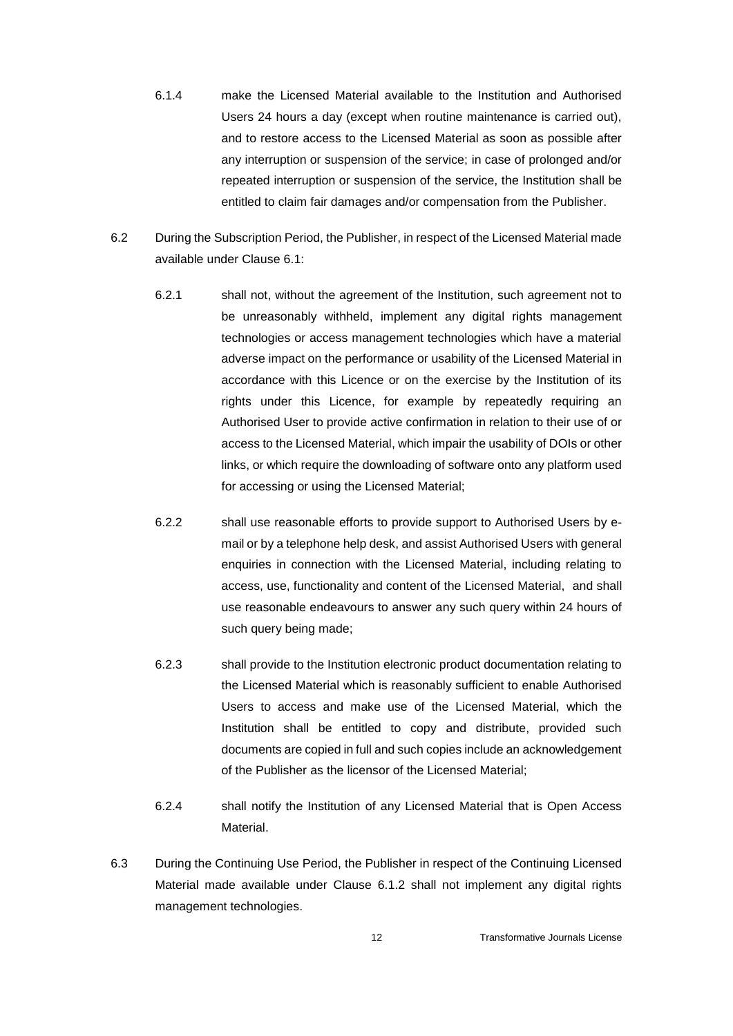6.1.4 make the Licensed Material available to the Institution and Authorised Users 24 hours a day (except when routine maintenance is carried out), and to restore access to the Licensed Material as soon as possible after any interruption or suspension of the service; in case of prolonged and/or repeated interruption or suspension of the service, the Institution shall be entitled to claim fair damages and/or compensation from the Publisher.

6.2 During the Subscription Period, the Publisher, in respect of the Licensed Material made available under Clause 6.1:

6.2.1 shall not, without the agreement of the Institution, such agreement not to be unreasonably withheld, implement any digital rights management technologies or access management technologies which have a material adverse impact on the performance or usability of the Licensed Material in accordance with this Licence or on the exercise by the Institution of its rights under this Licence, for example by repeatedly requiring an Authorised User to provide active confirmation in relation to their use of or access to the Licensed Material, which impair the usability of DOIs or other links, or which require the downloading of software onto any platform used for accessing or using the Licensed Material;

6.2.2 shall use reasonable efforts to provide support to Authorised Users by e-mail or by a telephone help desk, and assist Authorised Users with general enquiries in connection with the Licensed Material, including relating to access, use, functionality and content of the Licensed Material, and shall use reasonable endeavours to answer any such query within 24 hours of such query being made;

6.2.3 shall provide to the Institution electronic product documentation relating to the Licensed Material which is reasonably sufficient to enable Authorised Users to access and make use of the Licensed Material, which the Institution shall be entitled to copy and distribute, provided such documents are copied in full and such copies include an acknowledgement of the Publisher as the licensor of the Licensed Material;

6.2.4 shall notify the Institution of any Licensed Material that is Open Access Material.

6.3 During the Continuing Use Period, the Publisher in respect of the Continuing Licensed Material made available under Clause 6.1.2 shall not implement any digital rights management technologies.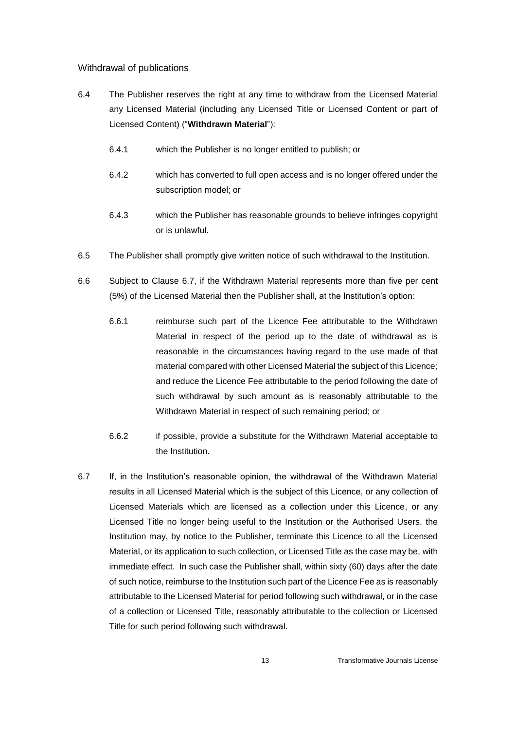### Withdrawal of publications

6.4 The Publisher reserves the right at any time to withdraw from the Licensed Material any Licensed Material (including any Licensed Title or Licensed Content or part of Licensed Content) ("**Withdrawn Material**"):

6.4.1 which the Publisher is no longer entitled to publish; or

6.4.2 which has converted to full open access and is no longer offered under the subscription model; or

6.4.3 which the Publisher has reasonable grounds to believe infringes copyright or is unlawful.

6.5 The Publisher shall promptly give written notice of such withdrawal to the Institution.

6.6 Subject to Clause 6.7, if the Withdrawn Material represents more than five per cent (5%) of the Licensed Material then the Publisher shall, at the Institution's option:

6.6.1 reimburse such part of the Licence Fee attributable to the Withdrawn Material in respect of the period up to the date of withdrawal as is reasonable in the circumstances having regard to the use made of that material compared with other Licensed Material the subject of this Licence; and reduce the Licence Fee attributable to the period following the date of such withdrawal by such amount as is reasonably attributable to the Withdrawn Material in respect of such remaining period; or

6.6.2 if possible, provide a substitute for the Withdrawn Material acceptable to the Institution.

6.7 If, in the Institution's reasonable opinion, the withdrawal of the Withdrawn Material results in all Licensed Material which is the subject of this Licence, or any collection of Licensed Materials which are licensed as a collection under this Licence, or any Licensed Title no longer being useful to the Institution or the Authorised Users, the Institution may, by notice to the Publisher, terminate this Licence to all the Licensed Material, or its application to such collection, or Licensed Title as the case may be, with immediate effect. In such case the Publisher shall, within sixty (60) days after the date of such notice, reimburse to the Institution such part of the Licence Fee as is reasonably attributable to the Licensed Material for period following such withdrawal, or in the case of a collection or Licensed Title, reasonably attributable to the collection or Licensed Title for such period following such withdrawal.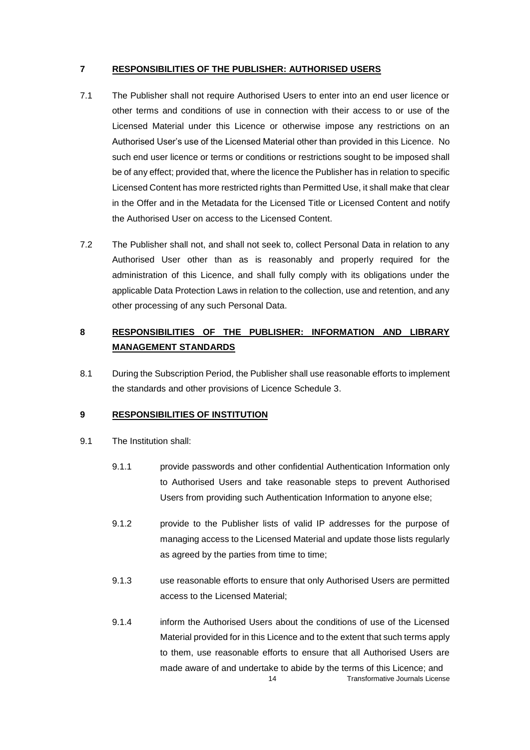## 7 RESPONSIBILITIES OF THE PUBLISHER: AUTHORISED USERS

7.1 The Publisher shall not require Authorised Users to enter into an end user licence or other terms and conditions of use in connection with their access to or use of the Licensed Material under this Licence or otherwise impose any restrictions on an Authorised User's use of the Licensed Material other than provided in this Licence. No such end user licence or terms or conditions or restrictions sought to be imposed shall be of any effect; provided that, where the licence the Publisher has in relation to specific Licensed Content has more restricted rights than Permitted Use, it shall make that clear in the Offer and in the Metadata for the Licensed Title or Licensed Content and notify the Authorised User on access to the Licensed Content.

7.2 The Publisher shall not, and shall not seek to, collect Personal Data in relation to any Authorised User other than as is reasonably and properly required for the administration of this Licence, and shall fully comply with its obligations under the applicable Data Protection Laws in relation to the collection, use and retention, and any other processing of any such Personal Data.

## 8 RESPONSIBILITIES OF THE PUBLISHER: INFORMATION AND LIBRARY MANAGEMENT STANDARDS

8.1 During the Subscription Period, the Publisher shall use reasonable efforts to implement the standards and other provisions of Licence Schedule 3.

## 9 RESPONSIBILITIES OF INSTITUTION

9.1 The Institution shall:

9.1.1 provide passwords and other confidential Authentication Information only to Authorised Users and take reasonable steps to prevent Authorised Users from providing such Authentication Information to anyone else;

9.1.2 provide to the Publisher lists of valid IP addresses for the purpose of managing access to the Licensed Material and update those lists regularly as agreed by the parties from time to time;

9.1.3 use reasonable efforts to ensure that only Authorised Users are permitted access to the Licensed Material;

9.1.4 inform the Authorised Users about the conditions of use of the Licensed Material provided for in this Licence and to the extent that such terms apply to them, use reasonable efforts to ensure that all Authorised Users are made aware of and undertake to abide by the terms of this Licence; and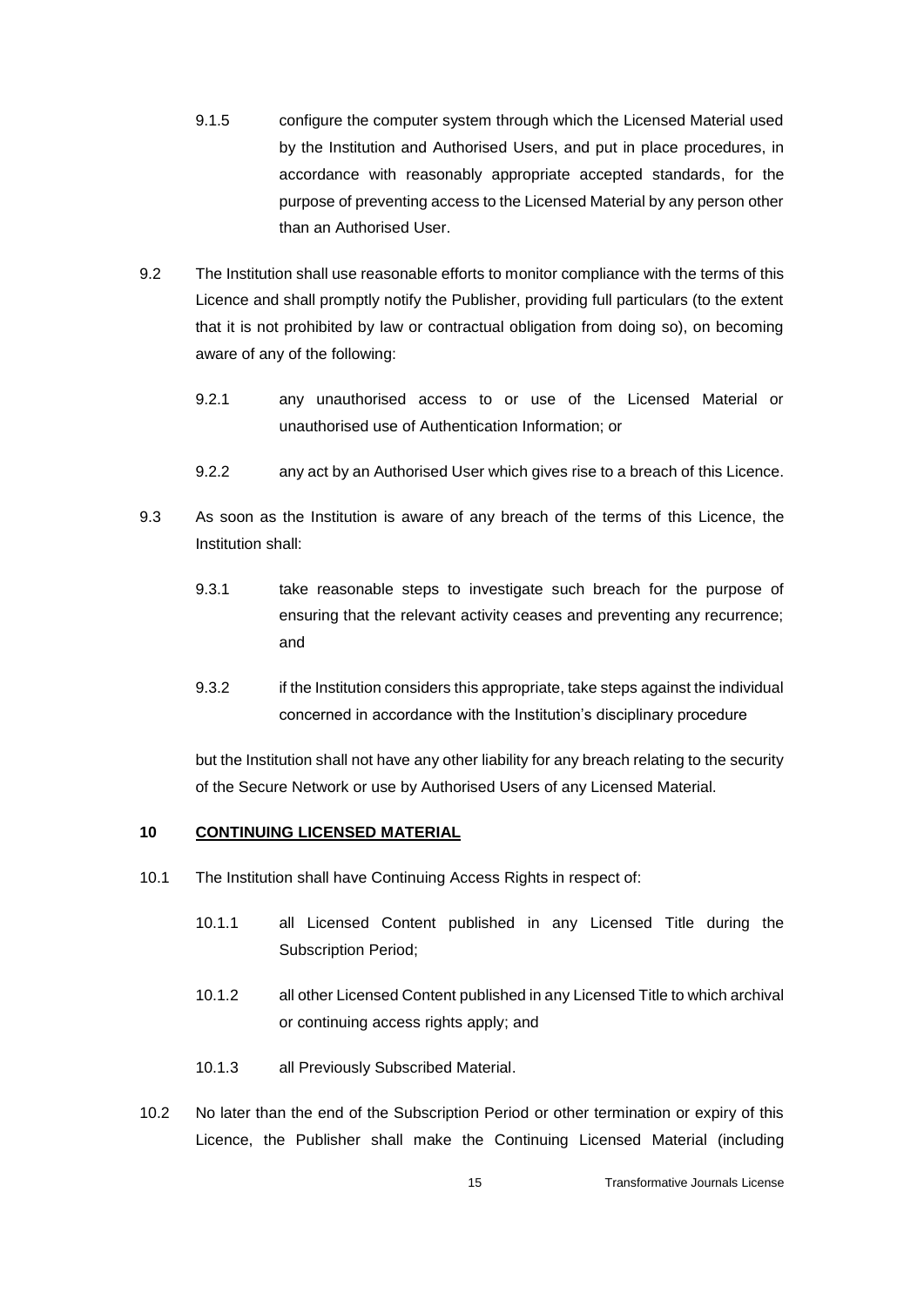9.1.5 configure the computer system through which the Licensed Material used by the Institution and Authorised Users, and put in place procedures, in accordance with reasonably appropriate accepted standards, for the purpose of preventing access to the Licensed Material by any person other than an Authorised User.

9.2 The Institution shall use reasonable efforts to monitor compliance with the terms of this Licence and shall promptly notify the Publisher, providing full particulars (to the extent that it is not prohibited by law or contractual obligation from doing so), on becoming aware of any of the following:

9.2.1 any unauthorised access to or use of the Licensed Material or unauthorised use of Authentication Information; or

9.2.2 any act by an Authorised User which gives rise to a breach of this Licence.

9.3 As soon as the Institution is aware of any breach of the terms of this Licence, the Institution shall:

9.3.1 take reasonable steps to investigate such breach for the purpose of ensuring that the relevant activity ceases and preventing any recurrence; and

9.3.2 if the Institution considers this appropriate, take steps against the individual concerned in accordance with the Institution's disciplinary procedure

but the Institution shall not have any other liability for any breach relating to the security of the Secure Network or use by Authorised Users of any Licensed Material.

## 10 <u>CONTINUING LICENSED MATERIAL</u>

10.1 The Institution shall have Continuing Access Rights in respect of:

10.1.1 all Licensed Content published in any Licensed Title during the Subscription Period;

10.1.2 all other Licensed Content published in any Licensed Title to which archival or continuing access rights apply; and

10.1.3 all Previously Subscribed Material.

10.2 No later than the end of the Subscription Period or other termination or expiry of this Licence, the Publisher shall make the Continuing Licensed Material (including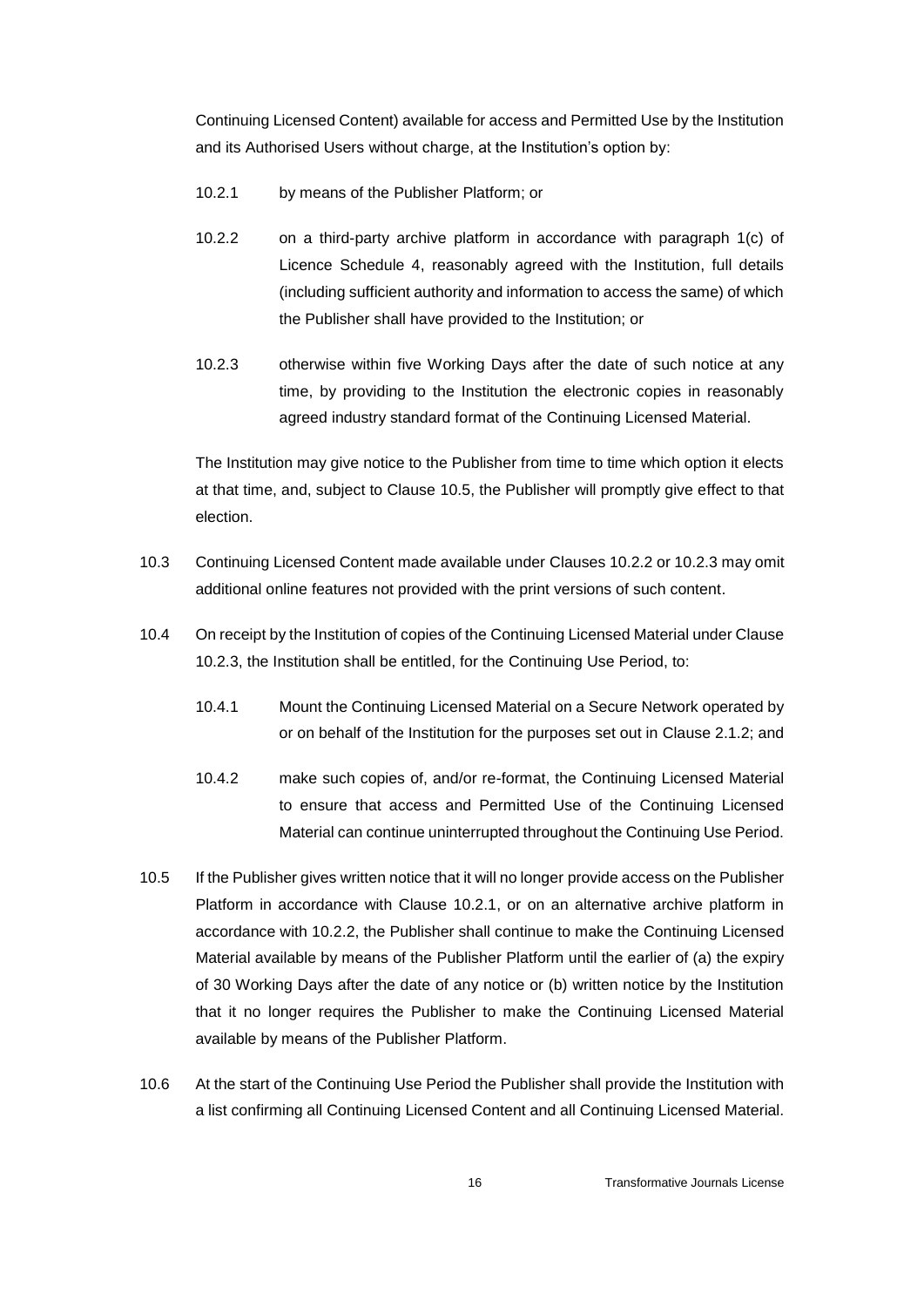Continuing Licensed Content) available for access and Permitted Use by the Institution and its Authorised Users without charge, at the Institution's option by:

10.2.1 by means of the Publisher Platform; or

10.2.2 on a third-party archive platform in accordance with paragraph 1(c) of Licence Schedule 4, reasonably agreed with the Institution, full details (including sufficient authority and information to access the same) of which the Publisher shall have provided to the Institution; or

10.2.3 otherwise within five Working Days after the date of such notice at any time, by providing to the Institution the electronic copies in reasonably agreed industry standard format of the Continuing Licensed Material.

The Institution may give notice to the Publisher from time to time which option it elects at that time, and, subject to Clause 10.5, the Publisher will promptly give effect to that election.

10.3 Continuing Licensed Content made available under Clauses 10.2.2 or 10.2.3 may omit additional online features not provided with the print versions of such content.

10.4 On receipt by the Institution of copies of the Continuing Licensed Material under Clause 10.2.3, the Institution shall be entitled, for the Continuing Use Period, to:

10.4.1 Mount the Continuing Licensed Material on a Secure Network operated by or on behalf of the Institution for the purposes set out in Clause 2.1.2; and

10.4.2 make such copies of, and/or re-format, the Continuing Licensed Material to ensure that access and Permitted Use of the Continuing Licensed Material can continue uninterrupted throughout the Continuing Use Period.

10.5 If the Publisher gives written notice that it will no longer provide access on the Publisher Platform in accordance with Clause 10.2.1, or on an alternative archive platform in accordance with 10.2.2, the Publisher shall continue to make the Continuing Licensed Material available by means of the Publisher Platform until the earlier of (a) the expiry of 30 Working Days after the date of any notice or (b) written notice by the Institution that it no longer requires the Publisher to make the Continuing Licensed Material available by means of the Publisher Platform.

10.6 At the start of the Continuing Use Period the Publisher shall provide the Institution with a list confirming all Continuing Licensed Content and all Continuing Licensed Material.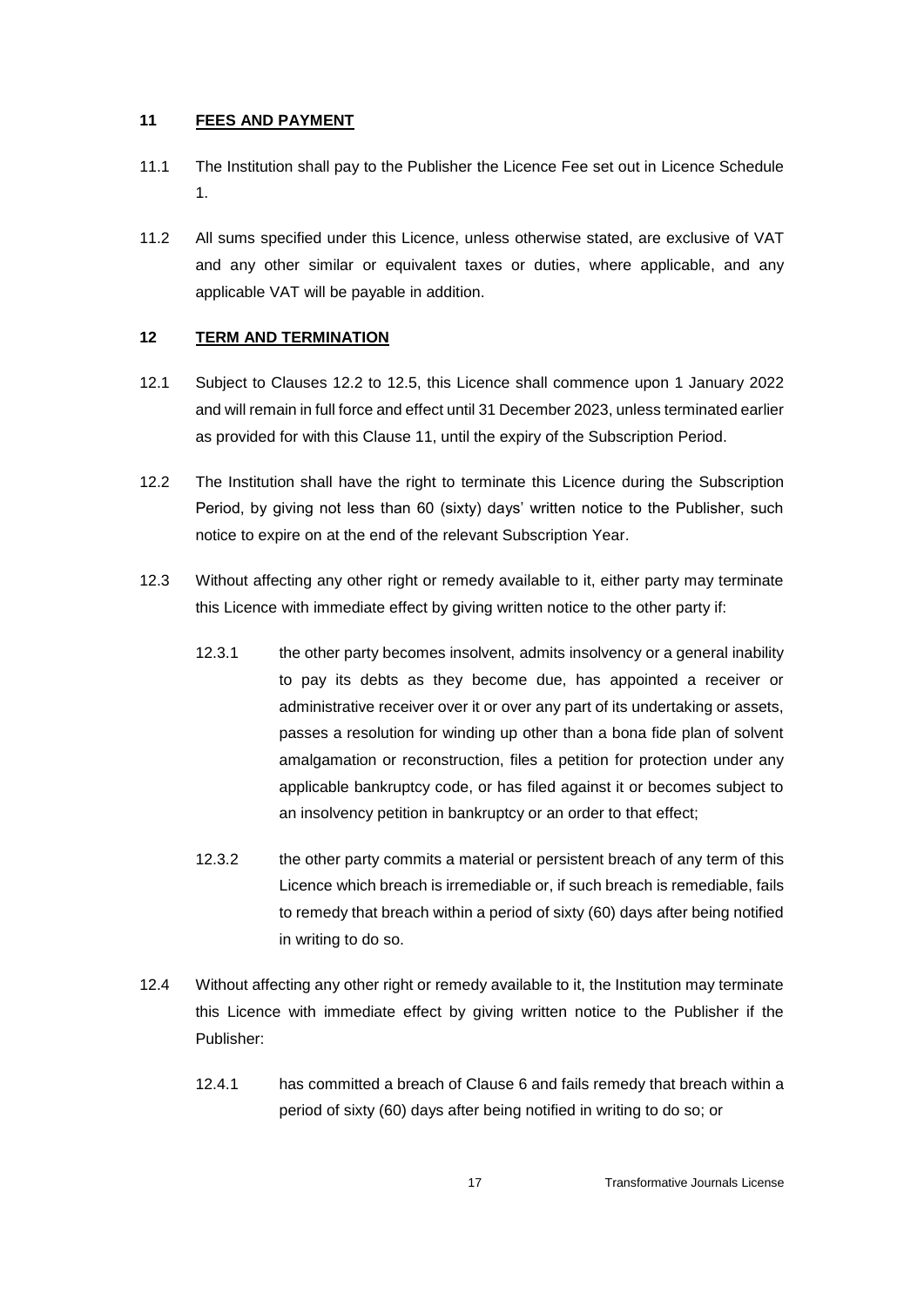## 11 FEES AND PAYMENT

11.1 The Institution shall pay to the Publisher the Licence Fee set out in Licence Schedule 1.

11.2 All sums specified under this Licence, unless otherwise stated, are exclusive of VAT and any other similar or equivalent taxes or duties, where applicable, and any applicable VAT will be payable in addition.

## 12 TERM AND TERMINATION

12.1 Subject to Clauses 12.2 to 12.5, this Licence shall commence upon 1 January 2022 and will remain in full force and effect until 31 December 2023, unless terminated earlier as provided for with this Clause 11, until the expiry of the Subscription Period.

12.2 The Institution shall have the right to terminate this Licence during the Subscription Period, by giving not less than 60 (sixty) days' written notice to the Publisher, such notice to expire on at the end of the relevant Subscription Year.

12.3 Without affecting any other right or remedy available to it, either party may terminate this Licence with immediate effect by giving written notice to the other party if:

12.3.1 the other party becomes insolvent, admits insolvency or a general inability to pay its debts as they become due, has appointed a receiver or administrative receiver over it or over any part of its undertaking or assets, passes a resolution for winding up other than a bona fide plan of solvent amalgamation or reconstruction, files a petition for protection under any applicable bankruptcy code, or has filed against it or becomes subject to an insolvency petition in bankruptcy or an order to that effect;

12.3.2 the other party commits a material or persistent breach of any term of this Licence which breach is irremediable or, if such breach is remediable, fails to remedy that breach within a period of sixty (60) days after being notified in writing to do so.

12.4 Without affecting any other right or remedy available to it, the Institution may terminate this Licence with immediate effect by giving written notice to the Publisher if the Publisher:

12.4.1 has committed a breach of Clause 6 and fails remedy that breach within a period of sixty (60) days after being notified in writing to do so; or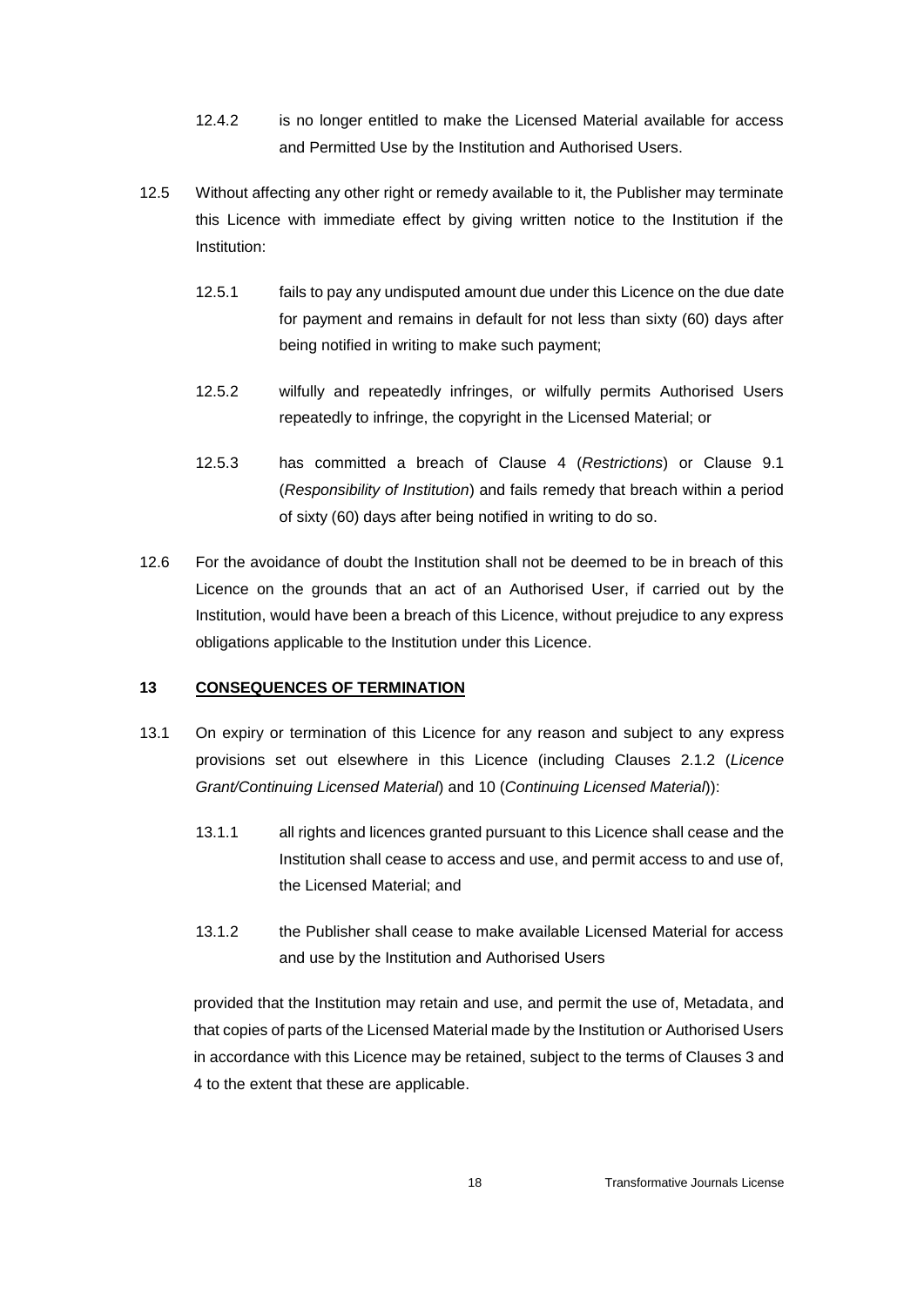12.4.2 is no longer entitled to make the Licensed Material available for access and Permitted Use by the Institution and Authorised Users.

12.5 Without affecting any other right or remedy available to it, the Publisher may terminate this Licence with immediate effect by giving written notice to the Institution if the Institution:

12.5.1 fails to pay any undisputed amount due under this Licence on the due date for payment and remains in default for not less than sixty (60) days after being notified in writing to make such payment;

12.5.2 wilfully and repeatedly infringes, or wilfully permits Authorised Users repeatedly to infringe, the copyright in the Licensed Material; or

12.5.3 has committed a breach of Clause 4 (*Restrictions*) or Clause 9.1 (*Responsibility of Institution*) and fails remedy that breach within a period of sixty (60) days after being notified in writing to do so.

12.6 For the avoidance of doubt the Institution shall not be deemed to be in breach of this Licence on the grounds that an act of an Authorised User, if carried out by the Institution, would have been a breach of this Licence, without prejudice to any express obligations applicable to the Institution under this Licence.

## 13 CONSEQUENCES OF TERMINATION

13.1 On expiry or termination of this Licence for any reason and subject to any express provisions set out elsewhere in this Licence (including Clauses 2.1.2 (*Licence Grant/Continuing Licensed Material*) and 10 (*Continuing Licensed Material*)):

13.1.1 all rights and licences granted pursuant to this Licence shall cease and the Institution shall cease to access and use, and permit access to and use of, the Licensed Material; and

13.1.2 the Publisher shall cease to make available Licensed Material for access and use by the Institution and Authorised Users

provided that the Institution may retain and use, and permit the use of, Metadata, and that copies of parts of the Licensed Material made by the Institution or Authorised Users in accordance with this Licence may be retained, subject to the terms of Clauses 3 and 4 to the extent that these are applicable.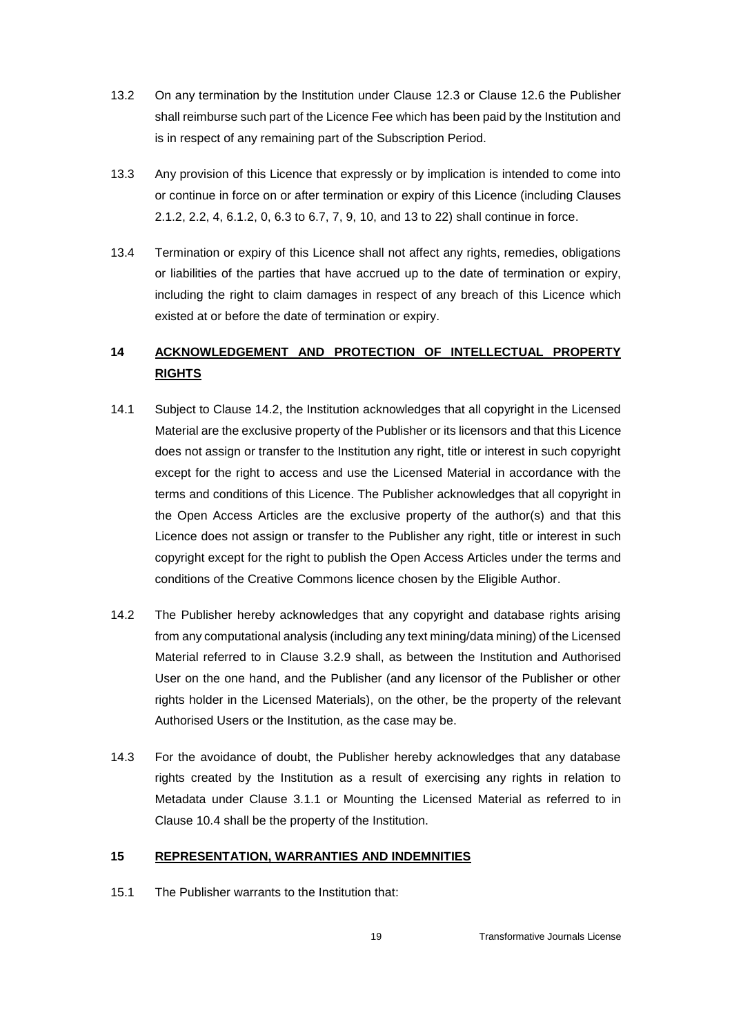13.2 On any termination by the Institution under Clause 12.3 or Clause 12.6 the Publisher shall reimburse such part of the Licence Fee which has been paid by the Institution and is in respect of any remaining part of the Subscription Period.

13.3 Any provision of this Licence that expressly or by implication is intended to come into or continue in force on or after termination or expiry of this Licence (including Clauses 2.1.2, 2.2, 4, 6.1.2, 0, 6.3 to 6.7, 7, 9, 10, and 13 to 22) shall continue in force.

13.4 Termination or expiry of this Licence shall not affect any rights, remedies, obligations or liabilities of the parties that have accrued up to the date of termination or expiry, including the right to claim damages in respect of any breach of this Licence which existed at or before the date of termination or expiry.

## 14 ACKNOWLEDGEMENT AND PROTECTION OF INTELLECTUAL PROPERTY RIGHTS

14.1 Subject to Clause 14.2, the Institution acknowledges that all copyright in the Licensed Material are the exclusive property of the Publisher or its licensors and that this Licence does not assign or transfer to the Institution any right, title or interest in such copyright except for the right to access and use the Licensed Material in accordance with the terms and conditions of this Licence. The Publisher acknowledges that all copyright in the Open Access Articles are the exclusive property of the author(s) and that this Licence does not assign or transfer to the Publisher any right, title or interest in such copyright except for the right to publish the Open Access Articles under the terms and conditions of the Creative Commons licence chosen by the Eligible Author.

14.2 The Publisher hereby acknowledges that any copyright and database rights arising from any computational analysis (including any text mining/data mining) of the Licensed Material referred to in Clause 3.2.9 shall, as between the Institution and Authorised User on the one hand, and the Publisher (and any licensor of the Publisher or other rights holder in the Licensed Materials), on the other, be the property of the relevant Authorised Users or the Institution, as the case may be.

14.3 For the avoidance of doubt, the Publisher hereby acknowledges that any database rights created by the Institution as a result of exercising any rights in relation to Metadata under Clause 3.1.1 or Mounting the Licensed Material as referred to in Clause 10.4 shall be the property of the Institution.

## 15 REPRESENTATION, WARRANTIES AND INDEMNITIES

15.1 The Publisher warrants to the Institution that: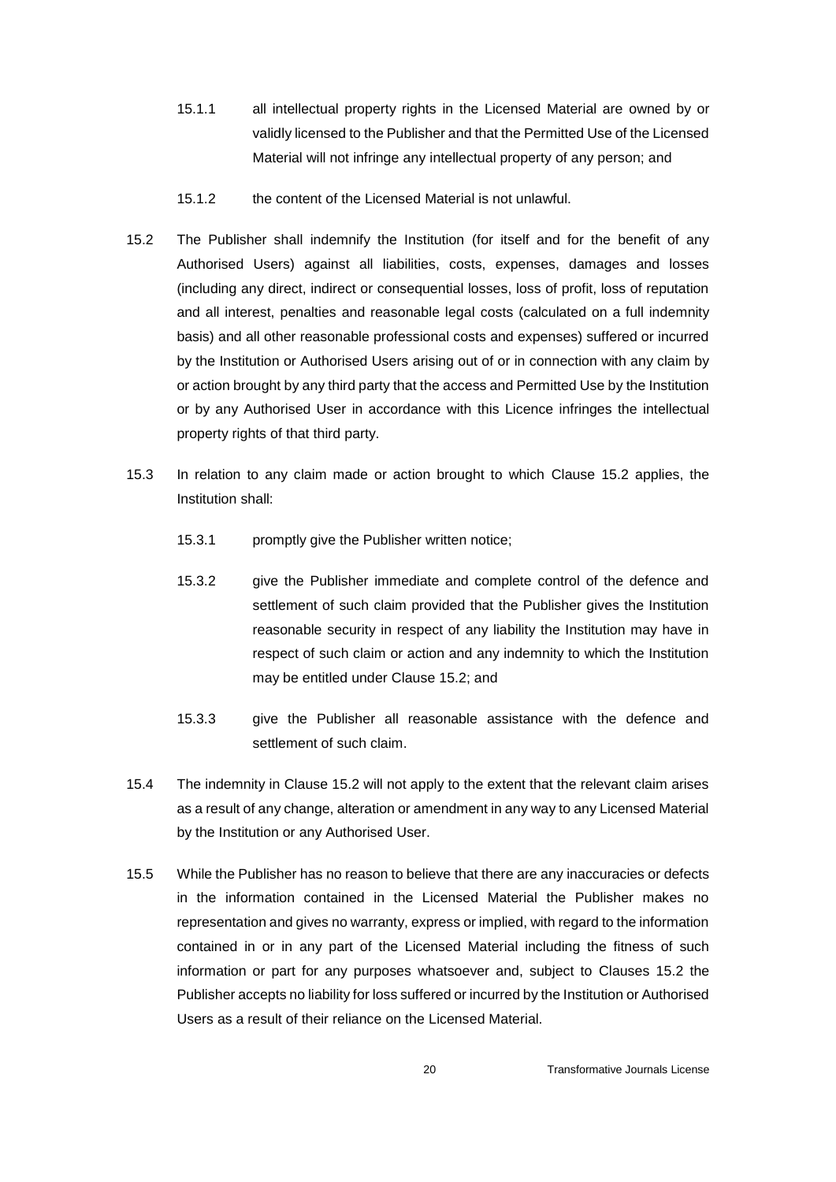15.1.1 all intellectual property rights in the Licensed Material are owned by or validly licensed to the Publisher and that the Permitted Use of the Licensed Material will not infringe any intellectual property of any person; and

15.1.2 the content of the Licensed Material is not unlawful.

15.2 The Publisher shall indemnify the Institution (for itself and for the benefit of any Authorised Users) against all liabilities, costs, expenses, damages and losses (including any direct, indirect or consequential losses, loss of profit, loss of reputation and all interest, penalties and reasonable legal costs (calculated on a full indemnity basis) and all other reasonable professional costs and expenses) suffered or incurred by the Institution or Authorised Users arising out of or in connection with any claim by or action brought by any third party that the access and Permitted Use by the Institution or by any Authorised User in accordance with this Licence infringes the intellectual property rights of that third party.

15.3 In relation to any claim made or action brought to which Clause 15.2 applies, the Institution shall:

15.3.1 promptly give the Publisher written notice;

15.3.2 give the Publisher immediate and complete control of the defence and settlement of such claim provided that the Publisher gives the Institution reasonable security in respect of any liability the Institution may have in respect of such claim or action and any indemnity to which the Institution may be entitled under Clause 15.2; and

15.3.3 give the Publisher all reasonable assistance with the defence and settlement of such claim.

15.4 The indemnity in Clause 15.2 will not apply to the extent that the relevant claim arises as a result of any change, alteration or amendment in any way to any Licensed Material by the Institution or any Authorised User.

15.5 While the Publisher has no reason to believe that there are any inaccuracies or defects in the information contained in the Licensed Material the Publisher makes no representation and gives no warranty, express or implied, with regard to the information contained in or in any part of the Licensed Material including the fitness of such information or part for any purposes whatsoever and, subject to Clauses 15.2 the Publisher accepts no liability for loss suffered or incurred by the Institution or Authorised Users as a result of their reliance on the Licensed Material.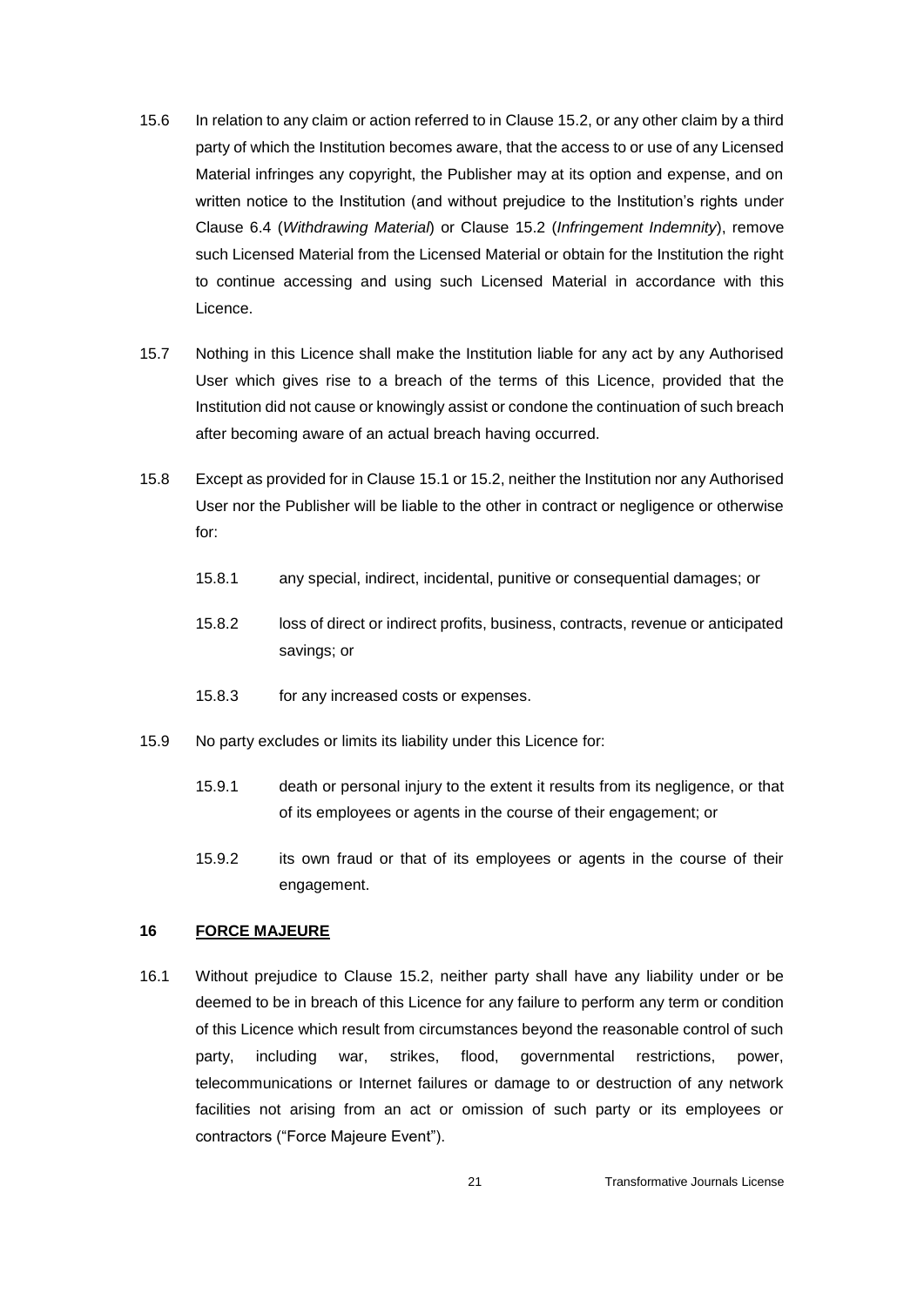15.6 In relation to any claim or action referred to in Clause 15.2, or any other claim by a third party of which the Institution becomes aware, that the access to or use of any Licensed Material infringes any copyright, the Publisher may at its option and expense, and on written notice to the Institution (and without prejudice to the Institution's rights under Clause 6.4 (*Withdrawing Material*) or Clause 15.2 (*Infringement Indemnity*), remove such Licensed Material from the Licensed Material or obtain for the Institution the right to continue accessing and using such Licensed Material in accordance with this Licence.

15.7 Nothing in this Licence shall make the Institution liable for any act by any Authorised User which gives rise to a breach of the terms of this Licence, provided that the Institution did not cause or knowingly assist or condone the continuation of such breach after becoming aware of an actual breach having occurred.

15.8 Except as provided for in Clause 15.1 or 15.2, neither the Institution nor any Authorised User nor the Publisher will be liable to the other in contract or negligence or otherwise for:

15.8.1 any special, indirect, incidental, punitive or consequential damages; or

15.8.2 loss of direct or indirect profits, business, contracts, revenue or anticipated savings; or

15.8.3 for any increased costs or expenses.

15.9 No party excludes or limits its liability under this Licence for:

15.9.1 death or personal injury to the extent it results from its negligence, or that of its employees or agents in the course of their engagement; or

15.9.2 its own fraud or that of its employees or agents in the course of their engagement.

## 16 FORCE MAJEURE

16.1 Without prejudice to Clause 15.2, neither party shall have any liability under or be deemed to be in breach of this Licence for any failure to perform any term or condition of this Licence which result from circumstances beyond the reasonable control of such party, including war, strikes, flood, governmental restrictions, power, telecommunications or Internet failures or damage to or destruction of any network facilities not arising from an act or omission of such party or its employees or contractors ("Force Majeure Event").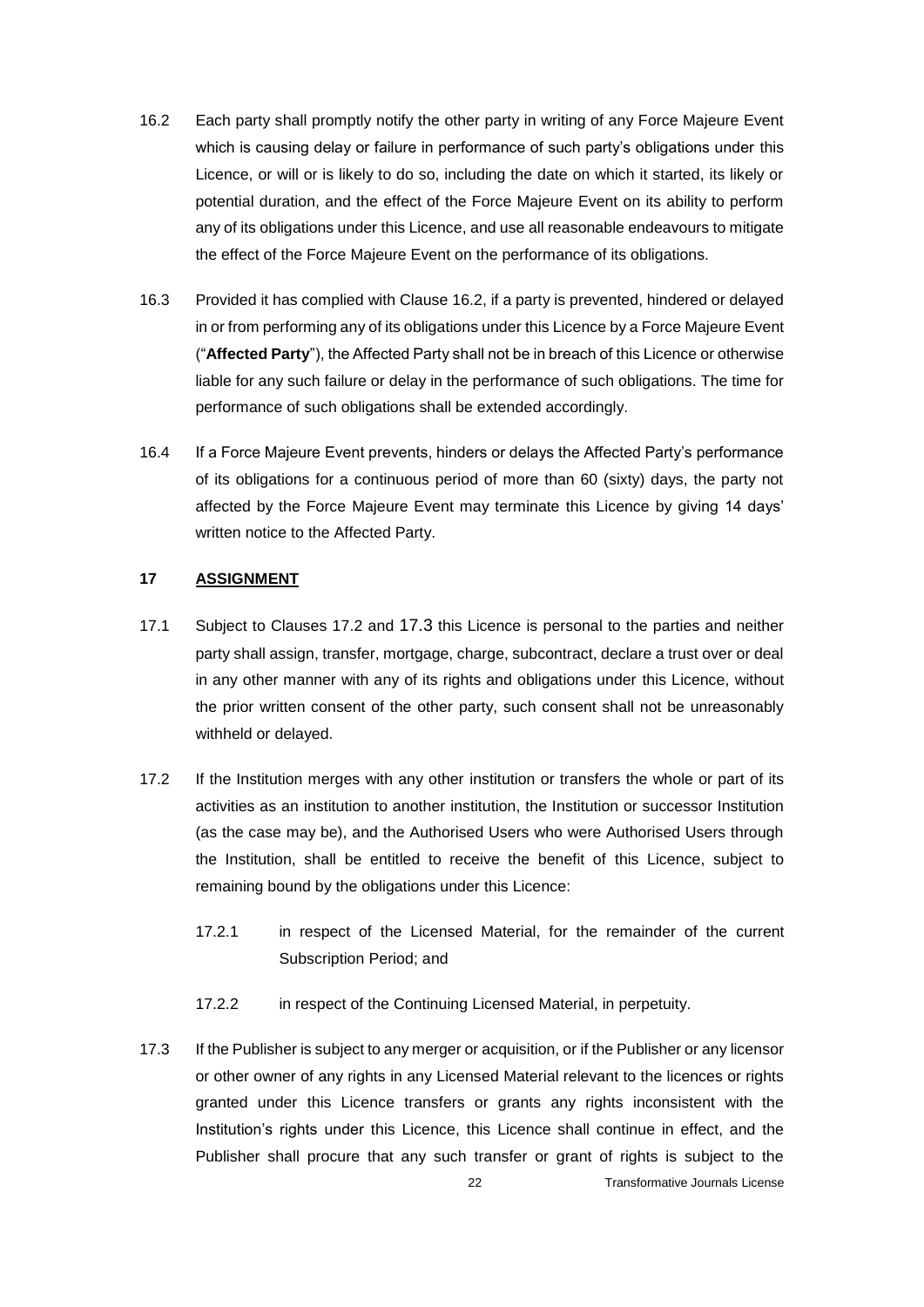16.2 Each party shall promptly notify the other party in writing of any Force Majeure Event which is causing delay or failure in performance of such party's obligations under this Licence, or will or is likely to do so, including the date on which it started, its likely or potential duration, and the effect of the Force Majeure Event on its ability to perform any of its obligations under this Licence, and use all reasonable endeavours to mitigate the effect of the Force Majeure Event on the performance of its obligations.

16.3 Provided it has complied with Clause 16.2, if a party is prevented, hindered or delayed in or from performing any of its obligations under this Licence by a Force Majeure Event ("**Affected Party**"), the Affected Party shall not be in breach of this Licence or otherwise liable for any such failure or delay in the performance of such obligations. The time for performance of such obligations shall be extended accordingly.

16.4 If a Force Majeure Event prevents, hinders or delays the Affected Party's performance of its obligations for a continuous period of more than 60 (sixty) days, the party not affected by the Force Majeure Event may terminate this Licence by giving 14 days' written notice to the Affected Party.

## 17 ASSIGNMENT

17.1 Subject to Clauses 17.2 and 17.3 this Licence is personal to the parties and neither party shall assign, transfer, mortgage, charge, subcontract, declare a trust over or deal in any other manner with any of its rights and obligations under this Licence, without the prior written consent of the other party, such consent shall not be unreasonably withheld or delayed.

17.2 If the Institution merges with any other institution or transfers the whole or part of its activities as an institution to another institution, the Institution or successor Institution (as the case may be), and the Authorised Users who were Authorised Users through the Institution, shall be entitled to receive the benefit of this Licence, subject to remaining bound by the obligations under this Licence:

17.2.1 in respect of the Licensed Material, for the remainder of the current Subscription Period; and

17.2.2 in respect of the Continuing Licensed Material, in perpetuity.

17.3 If the Publisher is subject to any merger or acquisition, or if the Publisher or any licensor or other owner of any rights in any Licensed Material relevant to the licences or rights granted under this Licence transfers or grants any rights inconsistent with the Institution's rights under this Licence, this Licence shall continue in effect, and the Publisher shall procure that any such transfer or grant of rights is subject to the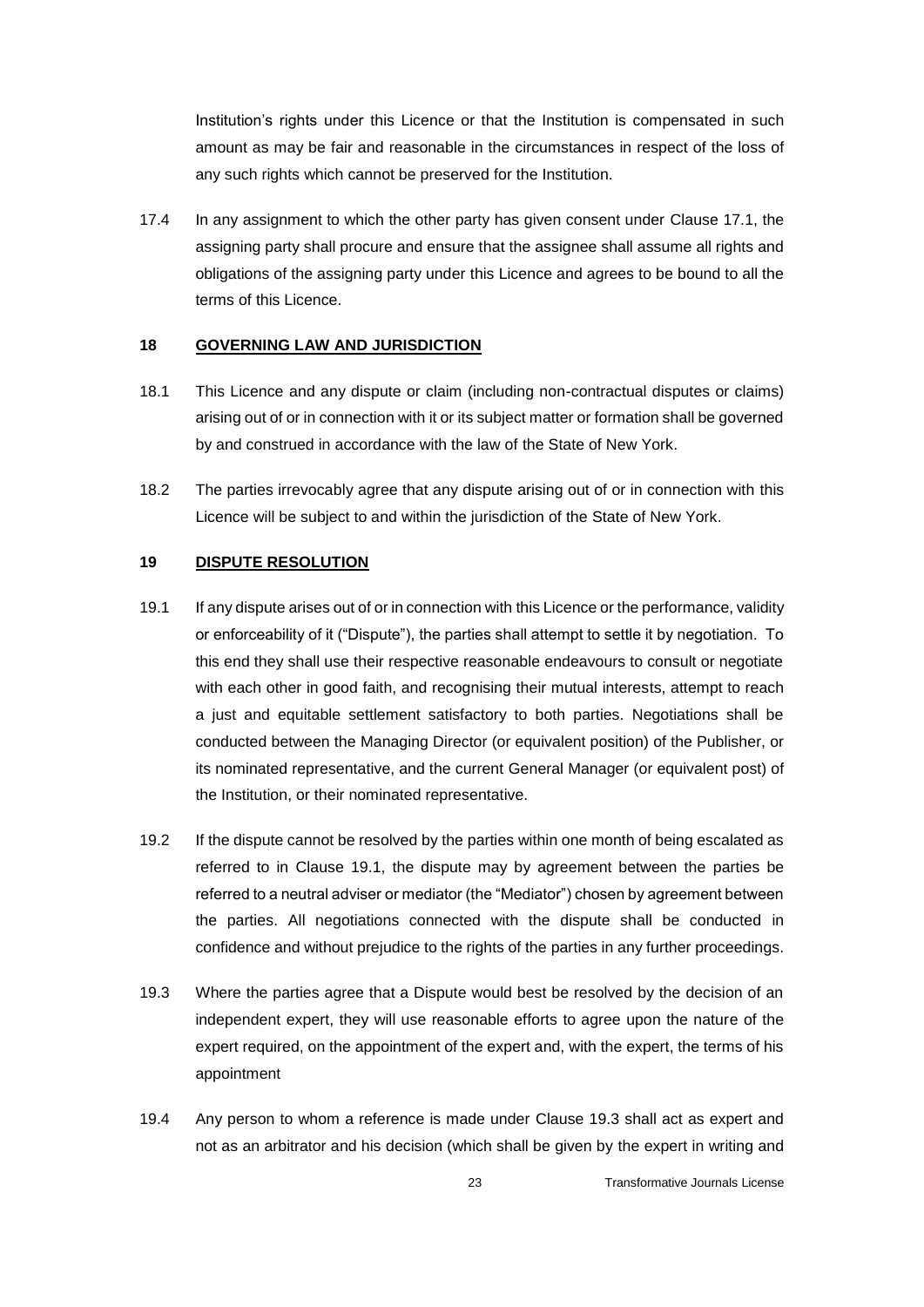Institution's rights under this Licence or that the Institution is compensated in such amount as may be fair and reasonable in the circumstances in respect of the loss of any such rights which cannot be preserved for the Institution.

17.4 In any assignment to which the other party has given consent under Clause 17.1, the assigning party shall procure and ensure that the assignee shall assume all rights and obligations of the assigning party under this Licence and agrees to be bound to all the terms of this Licence.

## 18 GOVERNING LAW AND JURISDICTION

18.1 This Licence and any dispute or claim (including non-contractual disputes or claims) arising out of or in connection with it or its subject matter or formation shall be governed by and construed in accordance with the law of the State of New York.

18.2 The parties irrevocably agree that any dispute arising out of or in connection with this Licence will be subject to and within the jurisdiction of the State of New York.

## 19 DISPUTE RESOLUTION

19.1 If any dispute arises out of or in connection with this Licence or the performance, validity or enforceability of it ("Dispute"), the parties shall attempt to settle it by negotiation. To this end they shall use their respective reasonable endeavours to consult or negotiate with each other in good faith, and recognising their mutual interests, attempt to reach a just and equitable settlement satisfactory to both parties. Negotiations shall be conducted between the Managing Director (or equivalent position) of the Publisher, or its nominated representative, and the current General Manager (or equivalent post) of the Institution, or their nominated representative.

19.2 If the dispute cannot be resolved by the parties within one month of being escalated as referred to in Clause 19.1, the dispute may by agreement between the parties be referred to a neutral adviser or mediator (the "Mediator") chosen by agreement between the parties. All negotiations connected with the dispute shall be conducted in confidence and without prejudice to the rights of the parties in any further proceedings.

19.3 Where the parties agree that a Dispute would best be resolved by the decision of an independent expert, they will use reasonable efforts to agree upon the nature of the expert required, on the appointment of the expert and, with the expert, the terms of his appointment

19.4 Any person to whom a reference is made under Clause 19.3 shall act as expert and not as an arbitrator and his decision (which shall be given by the expert in writing and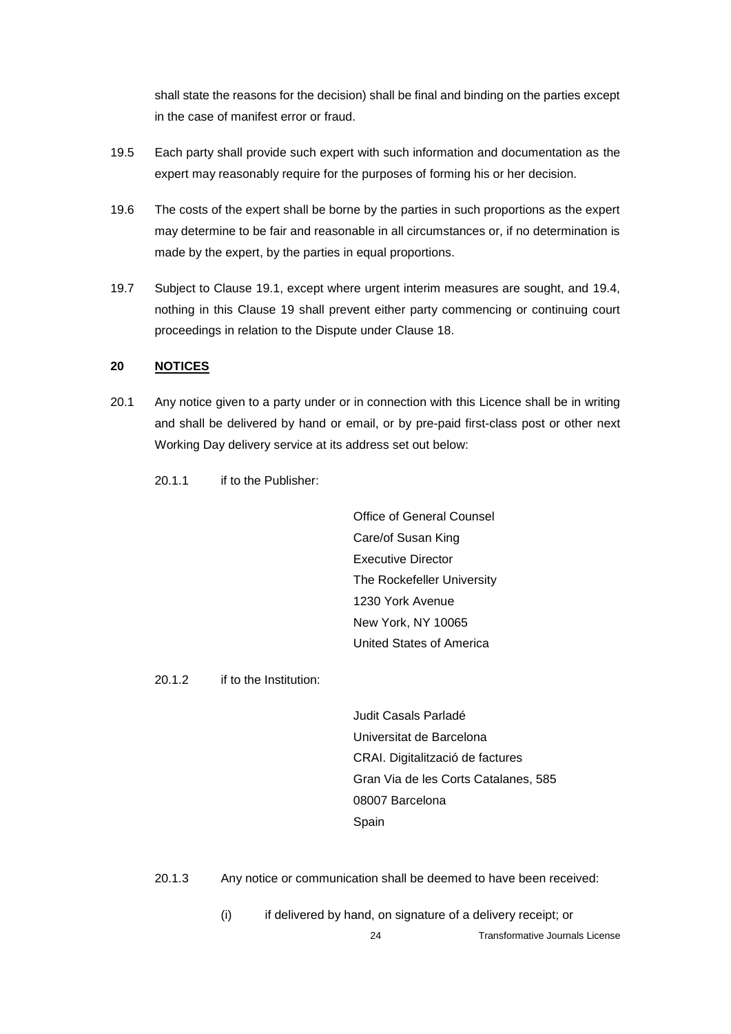shall state the reasons for the decision) shall be final and binding on the parties except in the case of manifest error or fraud.

19.5 Each party shall provide such expert with such information and documentation as the expert may reasonably require for the purposes of forming his or her decision.

19.6 The costs of the expert shall be borne by the parties in such proportions as the expert may determine to be fair and reasonable in all circumstances or, if no determination is made by the expert, by the parties in equal proportions.

19.7 Subject to Clause 19.1, except where urgent interim measures are sought, and 19.4, nothing in this Clause 19 shall prevent either party commencing or continuing court proceedings in relation to the Dispute under Clause 18.

## 20 NOTICES

20.1 Any notice given to a party under or in connection with this Licence shall be in writing and shall be delivered by hand or email, or by pre-paid first-class post or other next Working Day delivery service at its address set out below:

20.1.1 if to the Publisher:

Office of General Counsel
Care/of Susan King
Executive Director
The Rockefeller University
1230 York Avenue
New York, NY 10065
United States of America

20.1.2 if to the Institution:

Judit Casals Parladé
Universitat de Barcelona
CRAI. Digitalització de factures
Gran Via de les Corts Catalanes, 585
08007 Barcelona
Spain

20.1.3 Any notice or communication shall be deemed to have been received:

(i) if delivered by hand, on signature of a delivery receipt; or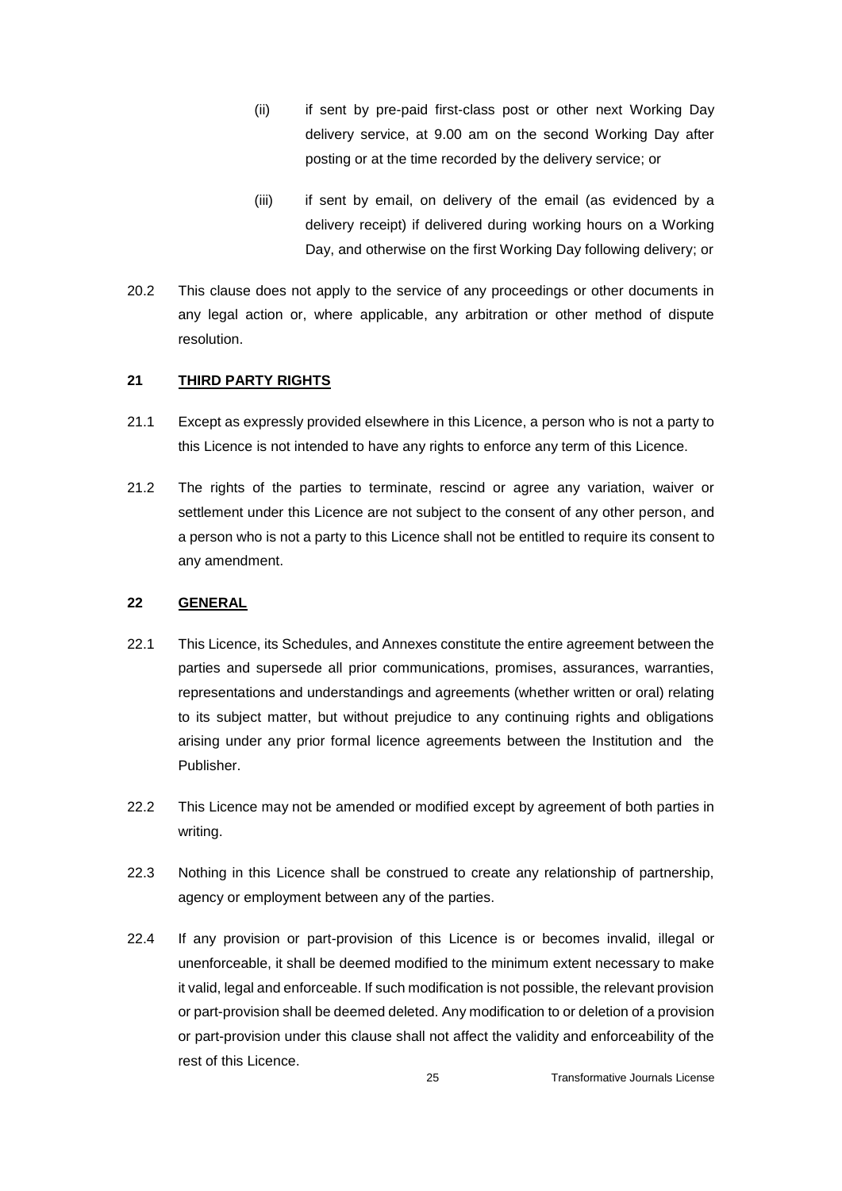(ii) if sent by pre-paid first-class post or other next Working Day delivery service, at 9.00 am on the second Working Day after posting or at the time recorded by the delivery service; or

(iii) if sent by email, on delivery of the email (as evidenced by a delivery receipt) if delivered during working hours on a Working Day, and otherwise on the first Working Day following delivery; or

20.2 This clause does not apply to the service of any proceedings or other documents in any legal action or, where applicable, any arbitration or other method of dispute resolution.

## 21 <u>THIRD PARTY RIGHTS</u>

21.1 Except as expressly provided elsewhere in this Licence, a person who is not a party to this Licence is not intended to have any rights to enforce any term of this Licence.

21.2 The rights of the parties to terminate, rescind or agree any variation, waiver or settlement under this Licence are not subject to the consent of any other person, and a person who is not a party to this Licence shall not be entitled to require its consent to any amendment.

## 22 <u>GENERAL</u>

22.1 This Licence, its Schedules, and Annexes constitute the entire agreement between the parties and supersede all prior communications, promises, assurances, warranties, representations and understandings and agreements (whether written or oral) relating to its subject matter, but without prejudice to any continuing rights and obligations arising under any prior formal licence agreements between the Institution and the Publisher.

22.2 This Licence may not be amended or modified except by agreement of both parties in writing.

22.3 Nothing in this Licence shall be construed to create any relationship of partnership, agency or employment between any of the parties.

22.4 If any provision or part-provision of this Licence is or becomes invalid, illegal or unenforceable, it shall be deemed modified to the minimum extent necessary to make it valid, legal and enforceable. If such modification is not possible, the relevant provision or part-provision shall be deemed deleted. Any modification to or deletion of a provision or part-provision under this clause shall not affect the validity and enforceability of the rest of this Licence.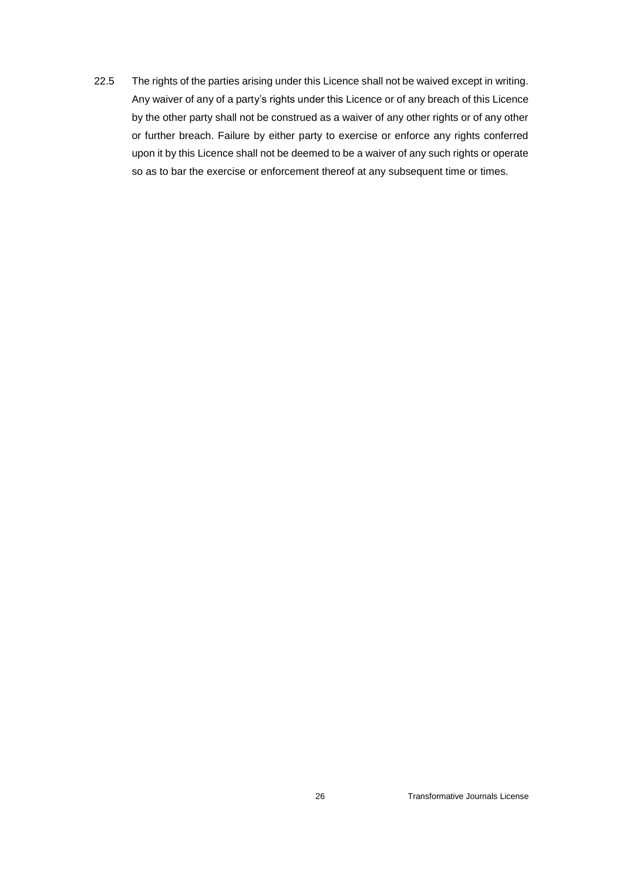22.5 The rights of the parties arising under this Licence shall not be waived except in writing. Any waiver of any of a party's rights under this Licence or of any breach of this Licence by the other party shall not be construed as a waiver of any other rights or of any other or further breach. Failure by either party to exercise or enforce any rights conferred upon it by this Licence shall not be deemed to be a waiver of any such rights or operate so as to bar the exercise or enforcement thereof at any subsequent time or times.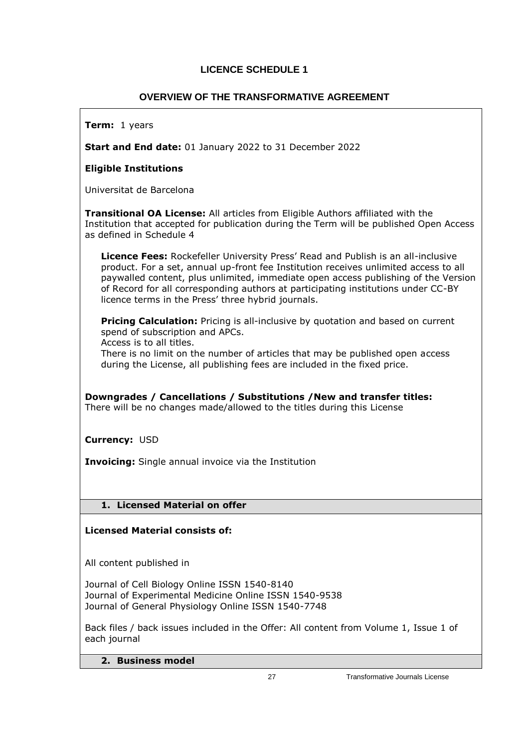# LICENCE SCHEDULE 1

## OVERVIEW OF THE TRANSFORMATIVE AGREEMENT

**Term:** 1 years

**Start and End date:** 01 January 2022 to 31 December 2022

**Eligible Institutions**

Universitat de Barcelona

**Transitional OA License:** All articles from Eligible Authors affiliated with the Institution that accepted for publication during the Term will be published Open Access as defined in Schedule 4

**Licence Fees:** Rockefeller University Press' Read and Publish is an all-inclusive product. For a set, annual up-front fee Institution receives unlimited access to all paywalled content, plus unlimited, immediate open access publishing of the Version of Record for all corresponding authors at participating institutions under CC-BY licence terms in the Press' three hybrid journals.

**Pricing Calculation:** Pricing is all-inclusive by quotation and based on current spend of subscription and APCs.
Access is to all titles.
There is no limit on the number of articles that may be published open access during the License, all publishing fees are included in the fixed price.

**Downgrades / Cancellations / Substitutions /New and transfer titles:**
There will be no changes made/allowed to the titles during this License

**Currency:** USD

**Invoicing:** Single annual invoice via the Institution

### 1. Licensed Material on offer

**Licensed Material consists of:**

All content published in

Journal of Cell Biology Online ISSN 1540-8140
Journal of Experimental Medicine Online ISSN 1540-9538
Journal of General Physiology Online ISSN 1540-7748

Back files / back issues included in the Offer: All content from Volume 1, Issue 1 of each journal

### 2. Business model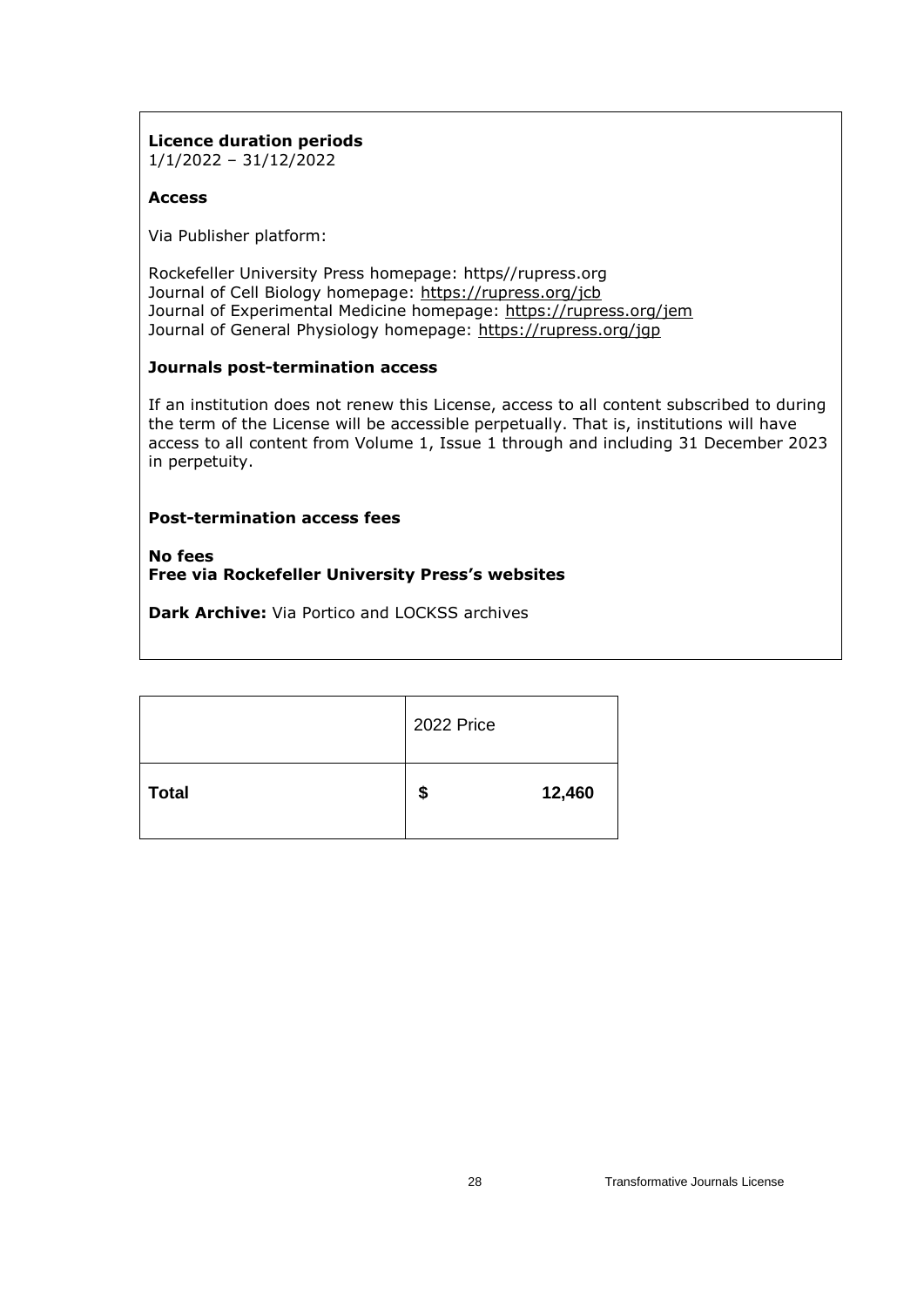**Licence duration periods**
1/1/2022 – 31/12/2022

**Access**

Via Publisher platform:

Rockefeller University Press homepage: https//rupress.org
Journal of Cell Biology homepage: https://rupress.org/jcb
Journal of Experimental Medicine homepage: https://rupress.org/jem
Journal of General Physiology homepage: https://rupress.org/jgp

**Journals post-termination access**

If an institution does not renew this License, access to all content subscribed to during the term of the License will be accessible perpetually. That is, institutions will have access to all content from Volume 1, Issue 1 through and including 31 December 2023 in perpetuity.

**Post-termination access fees**

**No fees**
**Free via Rockefeller University Press's websites**

**Dark Archive:** Via Portico and LOCKSS archives

| | 2022 Price |
|---|---|
| **Total** | **$ 12,460** |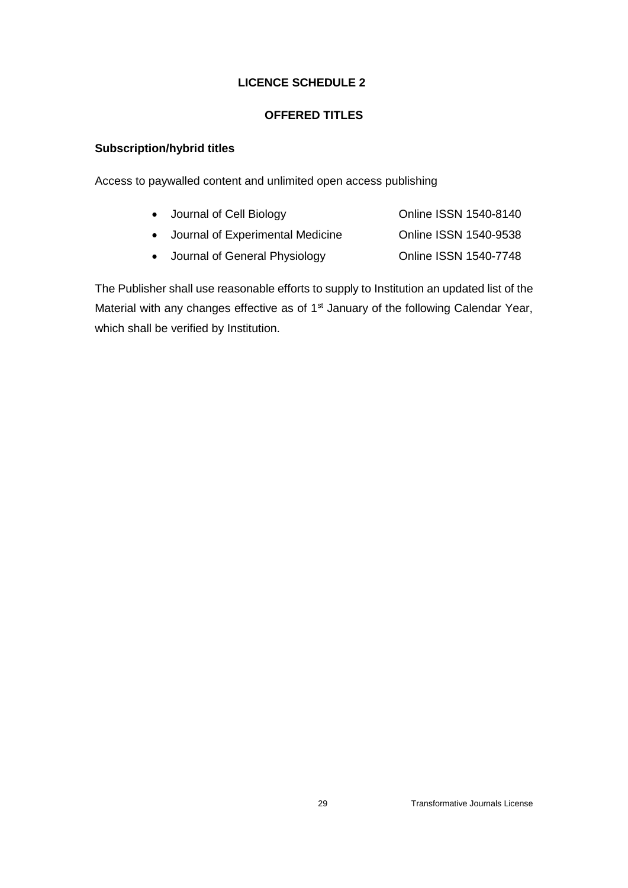## LICENCE SCHEDULE 2

## OFFERED TITLES

**Subscription/hybrid titles**

Access to paywalled content and unlimited open access publishing

- Journal of Cell Biology — Online ISSN 1540-8140
- Journal of Experimental Medicine — Online ISSN 1540-9538
- Journal of General Physiology — Online ISSN 1540-7748

The Publisher shall use reasonable efforts to supply to Institution an updated list of the Material with any changes effective as of 1st January of the following Calendar Year, which shall be verified by Institution.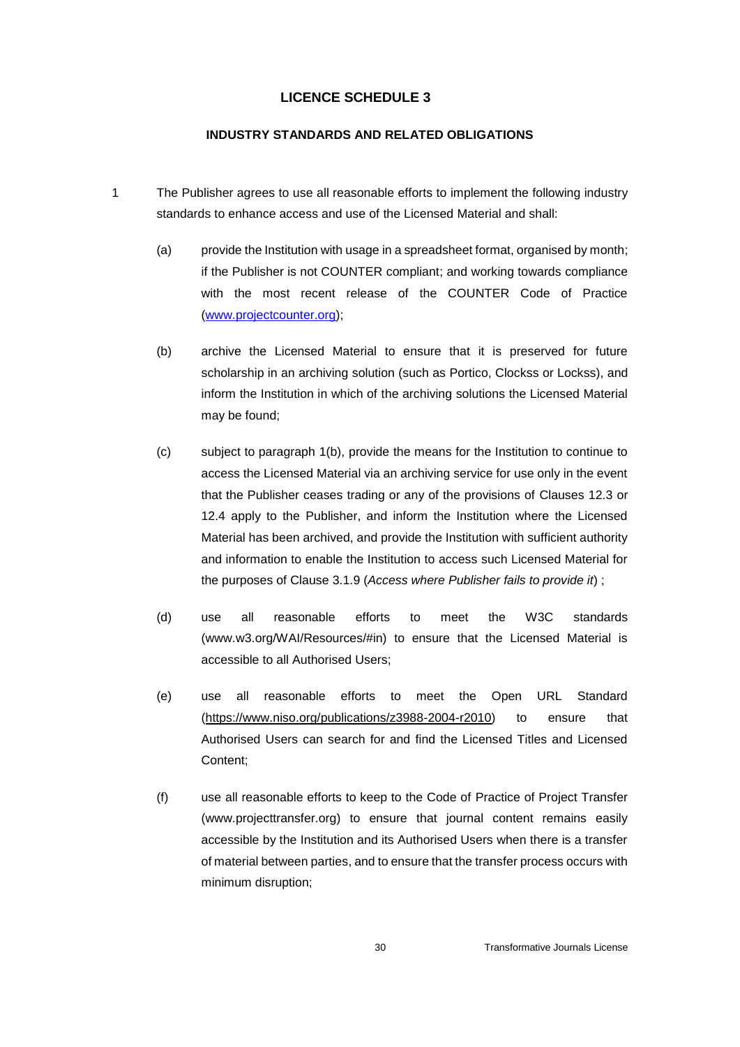# LICENCE SCHEDULE 3

## INDUSTRY STANDARDS AND RELATED OBLIGATIONS

1 The Publisher agrees to use all reasonable efforts to implement the following industry standards to enhance access and use of the Licensed Material and shall:

(a) provide the Institution with usage in a spreadsheet format, organised by month; if the Publisher is not COUNTER compliant; and working towards compliance with the most recent release of the COUNTER Code of Practice (www.projectcounter.org);

(b) archive the Licensed Material to ensure that it is preserved for future scholarship in an archiving solution (such as Portico, Clockss or Lockss), and inform the Institution in which of the archiving solutions the Licensed Material may be found;

(c) subject to paragraph 1(b), provide the means for the Institution to continue to access the Licensed Material via an archiving service for use only in the event that the Publisher ceases trading or any of the provisions of Clauses 12.3 or 12.4 apply to the Publisher, and inform the Institution where the Licensed Material has been archived, and provide the Institution with sufficient authority and information to enable the Institution to access such Licensed Material for the purposes of Clause 3.1.9 (*Access where Publisher fails to provide it*) ;

(d) use all reasonable efforts to meet the W3C standards (www.w3.org/WAI/Resources/#in) to ensure that the Licensed Material is accessible to all Authorised Users;

(e) use all reasonable efforts to meet the Open URL Standard (https://www.niso.org/publications/z3988-2004-r2010) to ensure that Authorised Users can search for and find the Licensed Titles and Licensed Content;

(f) use all reasonable efforts to keep to the Code of Practice of Project Transfer (www.projecttransfer.org) to ensure that journal content remains easily accessible by the Institution and its Authorised Users when there is a transfer of material between parties, and to ensure that the transfer process occurs with minimum disruption;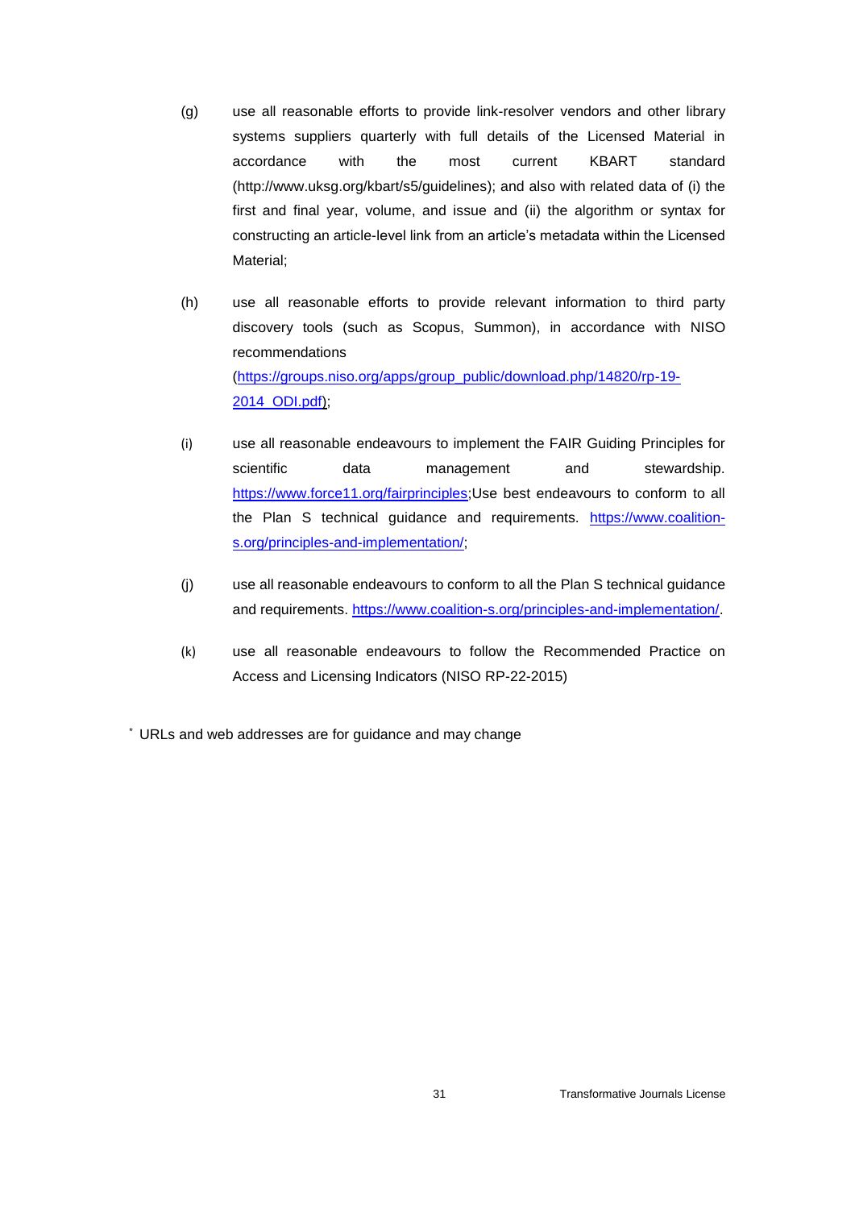(g) use all reasonable efforts to provide link-resolver vendors and other library systems suppliers quarterly with full details of the Licensed Material in accordance with the most current KBART standard (http://www.uksg.org/kbart/s5/guidelines); and also with related data of (i) the first and final year, volume, and issue and (ii) the algorithm or syntax for constructing an article-level link from an article's metadata within the Licensed Material;

(h) use all reasonable efforts to provide relevant information to third party discovery tools (such as Scopus, Summon), in accordance with NISO recommendations (https://groups.niso.org/apps/group_public/download.php/14820/rp-19-2014_ODI.pdf);

(i) use all reasonable endeavours to implement the FAIR Guiding Principles for scientific data management and stewardship. https://www.force11.org/fairprinciples;Use best endeavours to conform to all the Plan S technical guidance and requirements. https://www.coalition-s.org/principles-and-implementation/;

(j) use all reasonable endeavours to conform to all the Plan S technical guidance and requirements. https://www.coalition-s.org/principles-and-implementation/.

(k) use all reasonable endeavours to follow the Recommended Practice on Access and Licensing Indicators (NISO RP-22-2015)

* URLs and web addresses are for guidance and may change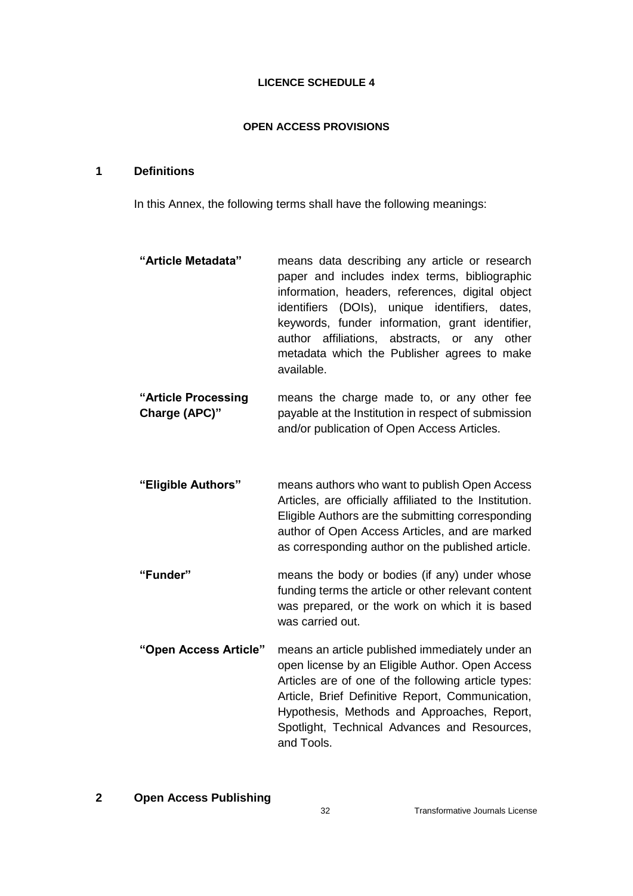**LICENCE SCHEDULE 4**

**OPEN ACCESS PROVISIONS**

## 1 Definitions

In this Annex, the following terms shall have the following meanings:

| | |
|---|---|
| **"Article Metadata"** | means data describing any article or research paper and includes index terms, bibliographic information, headers, references, digital object identifiers (DOIs), unique identifiers, dates, keywords, funder information, grant identifier, author affiliations, abstracts, or any other metadata which the Publisher agrees to make available. |
| **"Article Processing Charge (APC)"** | means the charge made to, or any other fee payable at the Institution in respect of submission and/or publication of Open Access Articles. |
| **"Eligible Authors"** | means authors who want to publish Open Access Articles, are officially affiliated to the Institution. Eligible Authors are the submitting corresponding author of Open Access Articles, and are marked as corresponding author on the published article. |
| **"Funder"** | means the body or bodies (if any) under whose funding terms the article or other relevant content was prepared, or the work on which it is based was carried out. |
| **"Open Access Article"** | means an article published immediately under an open license by an Eligible Author. Open Access Articles are of one of the following article types: Article, Brief Definitive Report, Communication, Hypothesis, Methods and Approaches, Report, Spotlight, Technical Advances and Resources, and Tools. |

## 2 Open Access Publishing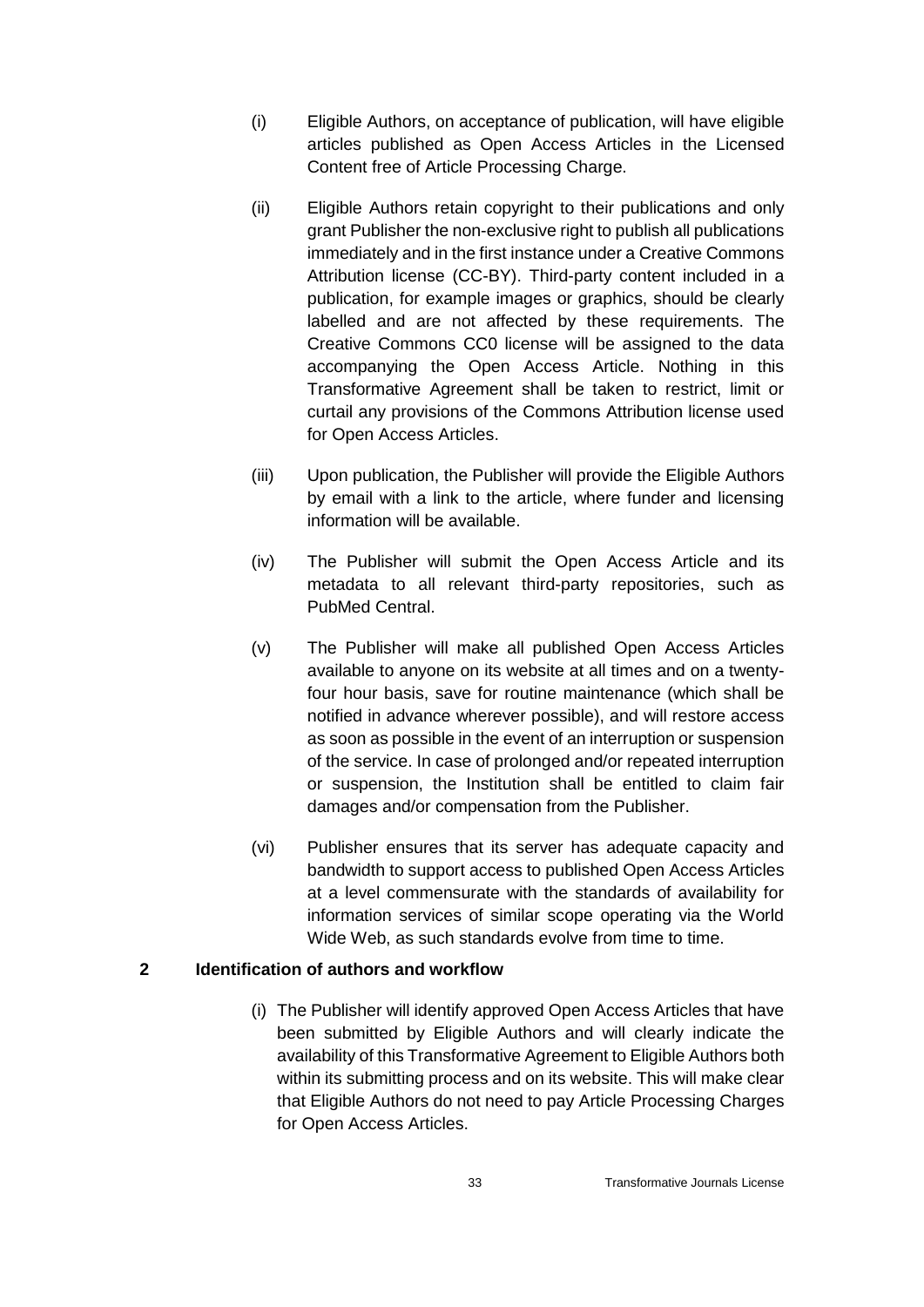(i) Eligible Authors, on acceptance of publication, will have eligible articles published as Open Access Articles in the Licensed Content free of Article Processing Charge.

(ii) Eligible Authors retain copyright to their publications and only grant Publisher the non-exclusive right to publish all publications immediately and in the first instance under a Creative Commons Attribution license (CC-BY). Third-party content included in a publication, for example images or graphics, should be clearly labelled and are not affected by these requirements. The Creative Commons CC0 license will be assigned to the data accompanying the Open Access Article. Nothing in this Transformative Agreement shall be taken to restrict, limit or curtail any provisions of the Commons Attribution license used for Open Access Articles.

(iii) Upon publication, the Publisher will provide the Eligible Authors by email with a link to the article, where funder and licensing information will be available.

(iv) The Publisher will submit the Open Access Article and its metadata to all relevant third-party repositories, such as PubMed Central.

(v) The Publisher will make all published Open Access Articles available to anyone on its website at all times and on a twenty-four hour basis, save for routine maintenance (which shall be notified in advance wherever possible), and will restore access as soon as possible in the event of an interruption or suspension of the service. In case of prolonged and/or repeated interruption or suspension, the Institution shall be entitled to claim fair damages and/or compensation from the Publisher.

(vi) Publisher ensures that its server has adequate capacity and bandwidth to support access to published Open Access Articles at a level commensurate with the standards of availability for information services of similar scope operating via the World Wide Web, as such standards evolve from time to time.

## 2 Identification of authors and workflow

(i) The Publisher will identify approved Open Access Articles that have been submitted by Eligible Authors and will clearly indicate the availability of this Transformative Agreement to Eligible Authors both within its submitting process and on its website. This will make clear that Eligible Authors do not need to pay Article Processing Charges for Open Access Articles.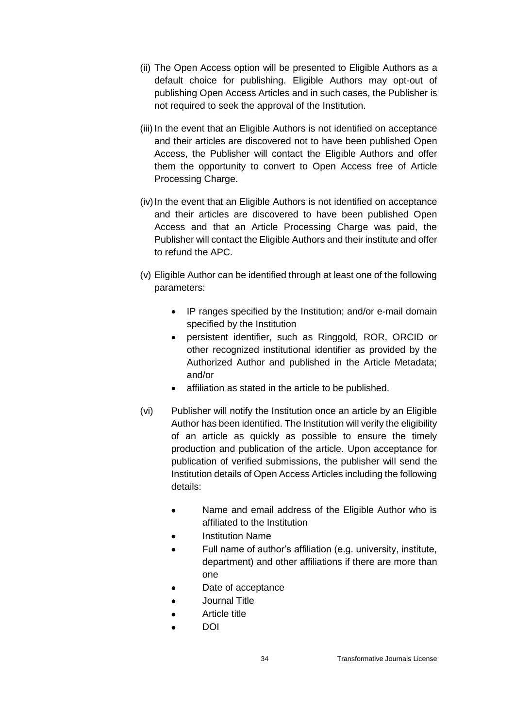(ii) The Open Access option will be presented to Eligible Authors as a default choice for publishing. Eligible Authors may opt-out of publishing Open Access Articles and in such cases, the Publisher is not required to seek the approval of the Institution.

(iii) In the event that an Eligible Authors is not identified on acceptance and their articles are discovered not to have been published Open Access, the Publisher will contact the Eligible Authors and offer them the opportunity to convert to Open Access free of Article Processing Charge.

(iv) In the event that an Eligible Authors is not identified on acceptance and their articles are discovered to have been published Open Access and that an Article Processing Charge was paid, the Publisher will contact the Eligible Authors and their institute and offer to refund the APC.

(v) Eligible Author can be identified through at least one of the following parameters:

- IP ranges specified by the Institution; and/or e-mail domain specified by the Institution
- persistent identifier, such as Ringgold, ROR, ORCID or other recognized institutional identifier as provided by the Authorized Author and published in the Article Metadata; and/or
- affiliation as stated in the article to be published.

(vi) Publisher will notify the Institution once an article by an Eligible Author has been identified. The Institution will verify the eligibility of an article as quickly as possible to ensure the timely production and publication of the article. Upon acceptance for publication of verified submissions, the publisher will send the Institution details of Open Access Articles including the following details:

- Name and email address of the Eligible Author who is affiliated to the Institution
- Institution Name
- Full name of author's affiliation (e.g. university, institute, department) and other affiliations if there are more than one
- Date of acceptance
- Journal Title
- Article title
- DOI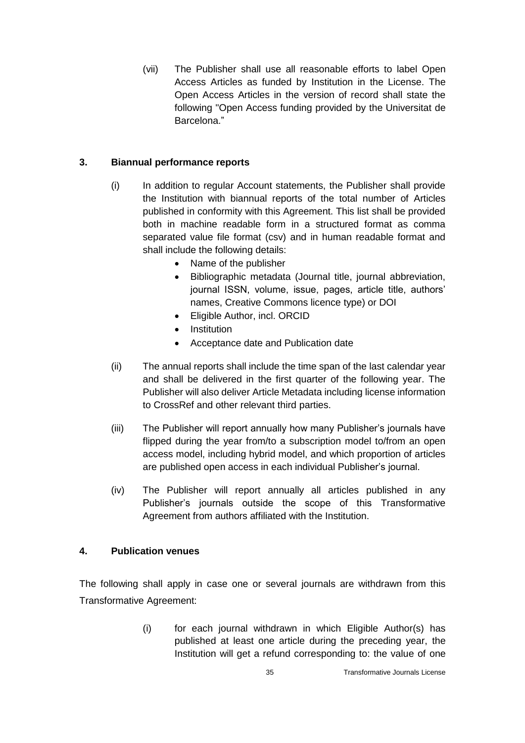(vii) The Publisher shall use all reasonable efforts to label Open Access Articles as funded by Institution in the License. The Open Access Articles in the version of record shall state the following "Open Access funding provided by the Universitat de Barcelona."

### 3. Biannual performance reports

(i) In addition to regular Account statements, the Publisher shall provide the Institution with biannual reports of the total number of Articles published in conformity with this Agreement. This list shall be provided both in machine readable form in a structured format as comma separated value file format (csv) and in human readable format and shall include the following details:

- Name of the publisher
- Bibliographic metadata (Journal title, journal abbreviation, journal ISSN, volume, issue, pages, article title, authors' names, Creative Commons licence type) or DOI
- Eligible Author, incl. ORCID
- Institution
- Acceptance date and Publication date

(ii) The annual reports shall include the time span of the last calendar year and shall be delivered in the first quarter of the following year. The Publisher will also deliver Article Metadata including license information to CrossRef and other relevant third parties.

(iii) The Publisher will report annually how many Publisher's journals have flipped during the year from/to a subscription model to/from an open access model, including hybrid model, and which proportion of articles are published open access in each individual Publisher's journal.

(iv) The Publisher will report annually all articles published in any Publisher's journals outside the scope of this Transformative Agreement from authors affiliated with the Institution.

### 4. Publication venues

The following shall apply in case one or several journals are withdrawn from this Transformative Agreement:

(i) for each journal withdrawn in which Eligible Author(s) has published at least one article during the preceding year, the Institution will get a refund corresponding to: the value of one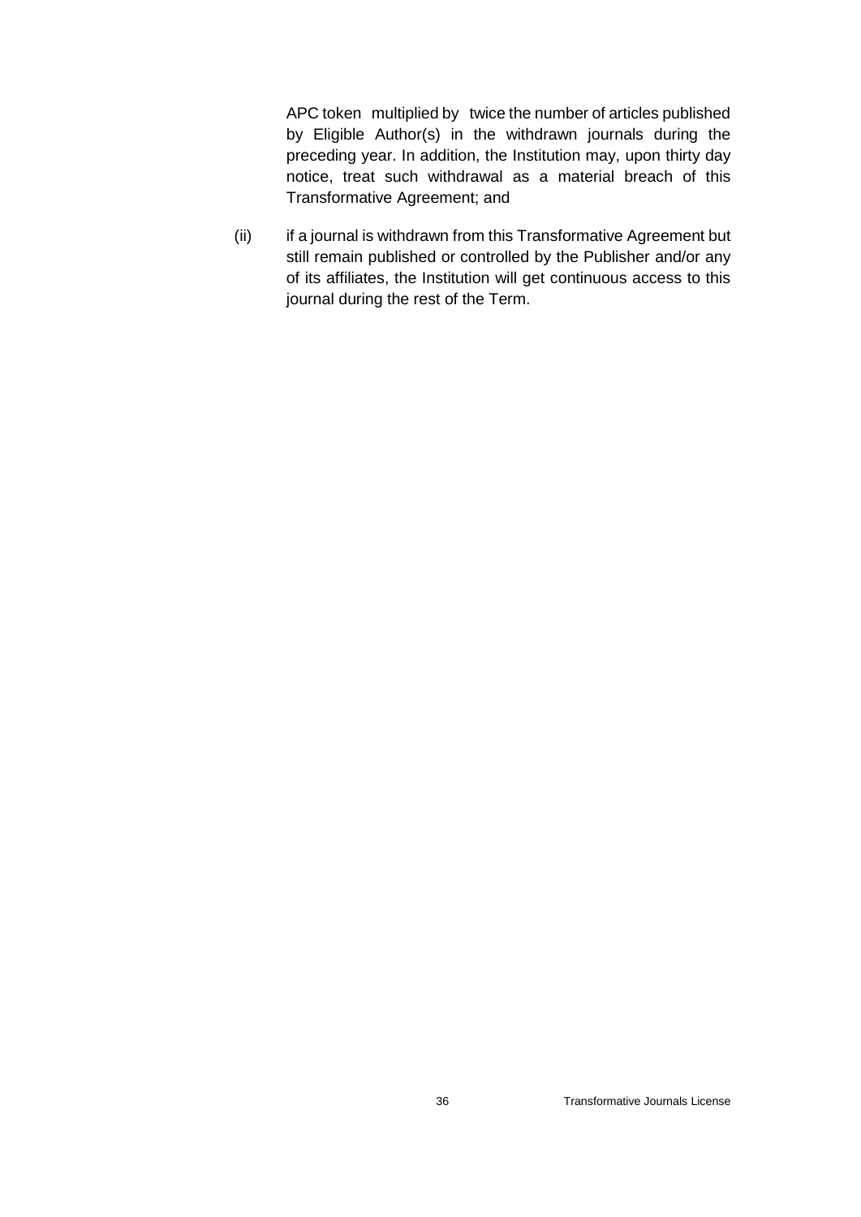APC token multiplied by twice the number of articles published by Eligible Author(s) in the withdrawn journals during the preceding year. In addition, the Institution may, upon thirty day notice, treat such withdrawal as a material breach of this Transformative Agreement; and

(ii) if a journal is withdrawn from this Transformative Agreement but still remain published or controlled by the Publisher and/or any of its affiliates, the Institution will get continuous access to this journal during the rest of the Term.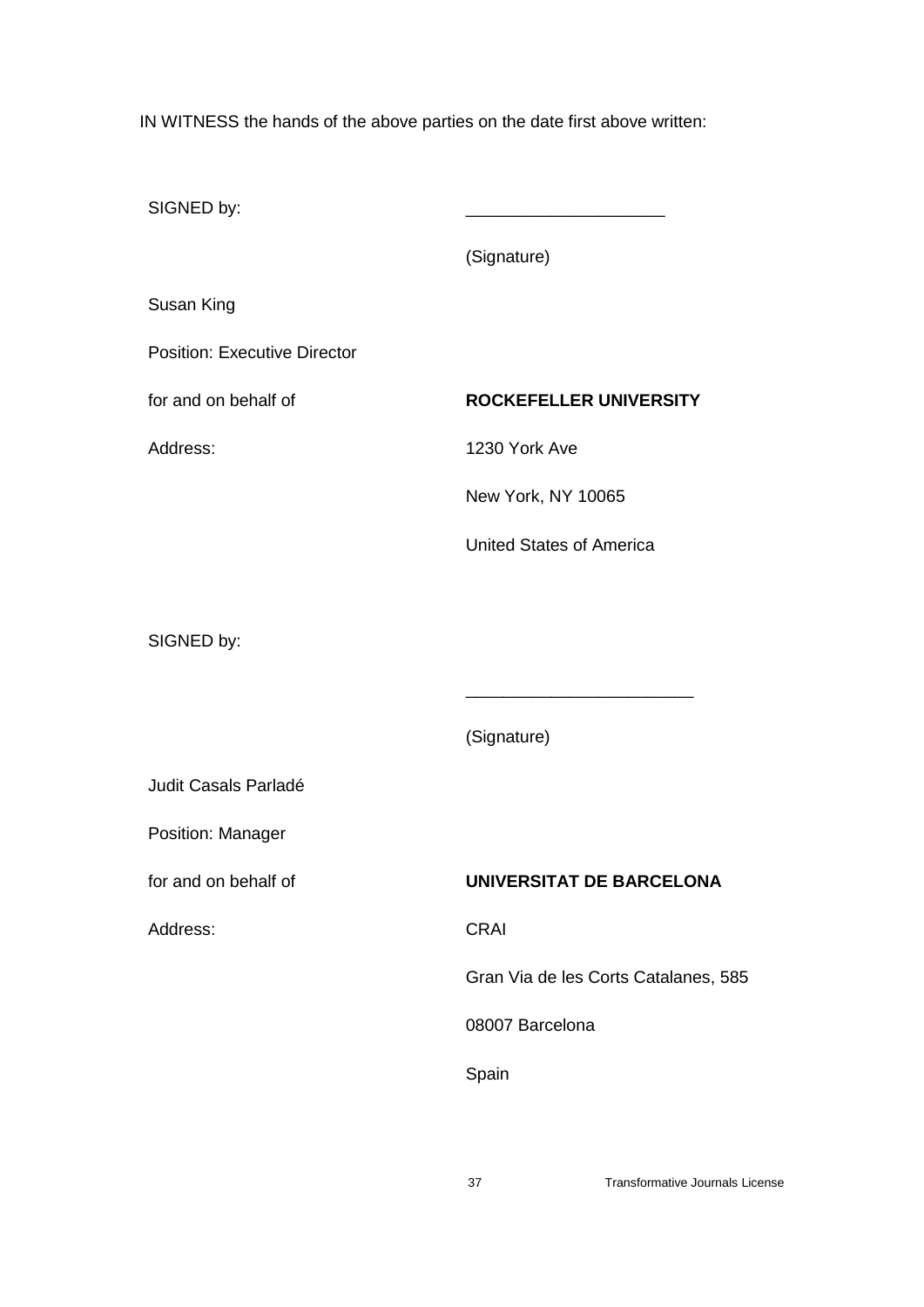IN WITNESS the hands of the above parties on the date first above written:

| | |
|---|---|
| SIGNED by: | ____________________ |
| | (Signature) |
| Susan King | |
| Position: Executive Director | |
| for and on behalf of | **ROCKEFELLER UNIVERSITY** |
| Address: | 1230 York Ave |
| | New York, NY 10065 |
| | United States of America |

| | |
|---|---|
| SIGNED by: | |
| | ______________________ |
| | (Signature) |
| Judit Casals Parladé | |
| Position: Manager | |
| for and on behalf of | **UNIVERSITAT DE BARCELONA** |
| Address: | CRAI |
| | Gran Via de les Corts Catalanes, 585 |
| | 08007 Barcelona |
| | Spain |